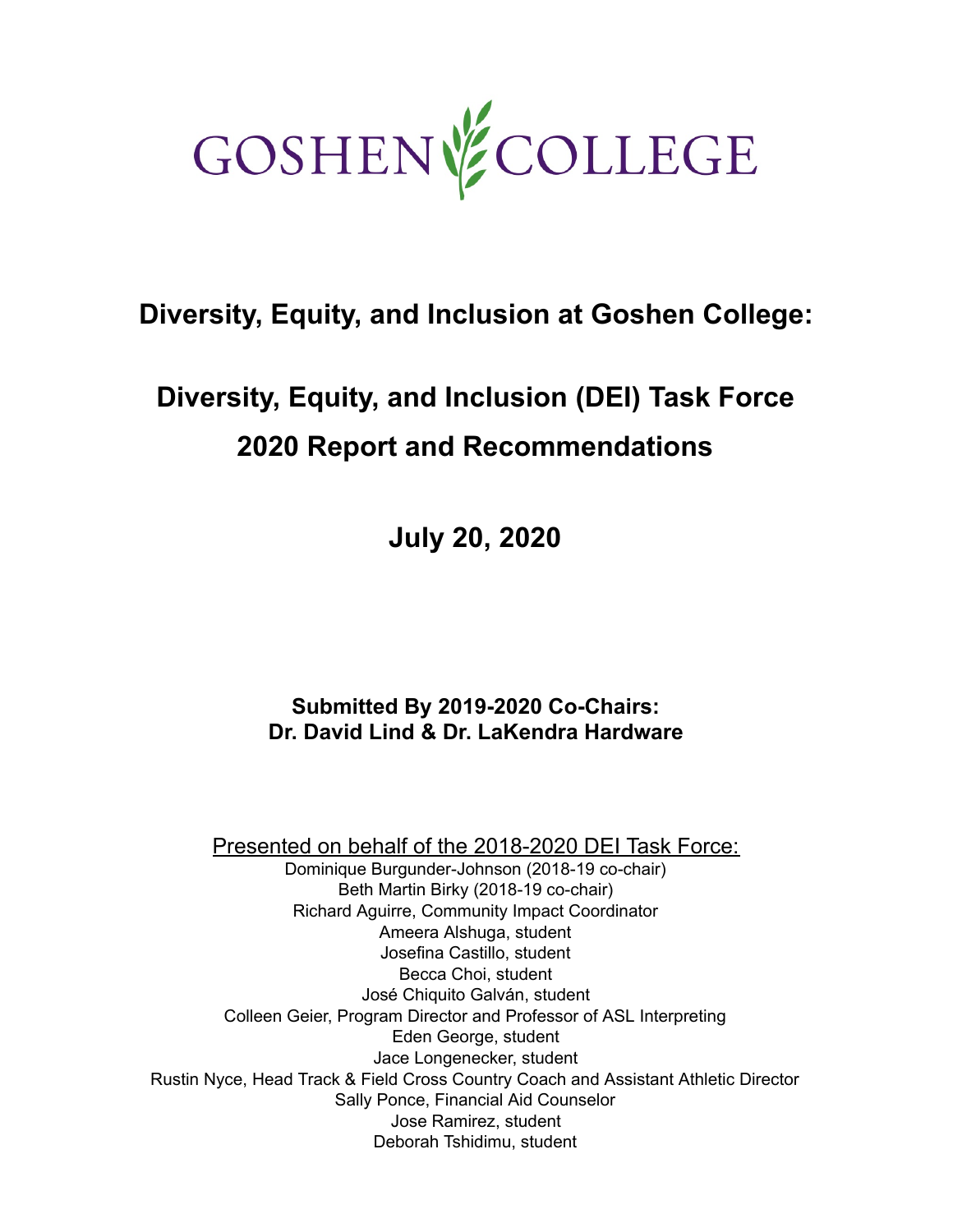GOSHEN COLLEGE

# Diversity, Equity, and Inclusion at Goshen College:

## Diversity, Equity, and Inclusion (DEI) Task Force
## 2020 Report and Recommendations

## July 20, 2020

**Submitted By 2019-2020 Co-Chairs:**
**Dr. David Lind & Dr. LaKendra Hardware**

Presented on behalf of the 2018-2020 DEI Task Force:

Dominique Burgunder-Johnson (2018-19 co-chair)
Beth Martin Birky (2018-19 co-chair)
Richard Aguirre, Community Impact Coordinator
Ameera Alshuga, student
Josefina Castillo, student
Becca Choi, student
José Chiquito Galván, student
Colleen Geier, Program Director and Professor of ASL Interpreting
Eden George, student
Jace Longenecker, student
Rustin Nyce, Head Track & Field Cross Country Coach and Assistant Athletic Director
Sally Ponce, Financial Aid Counselor
Jose Ramirez, student
Deborah Tshidimu, student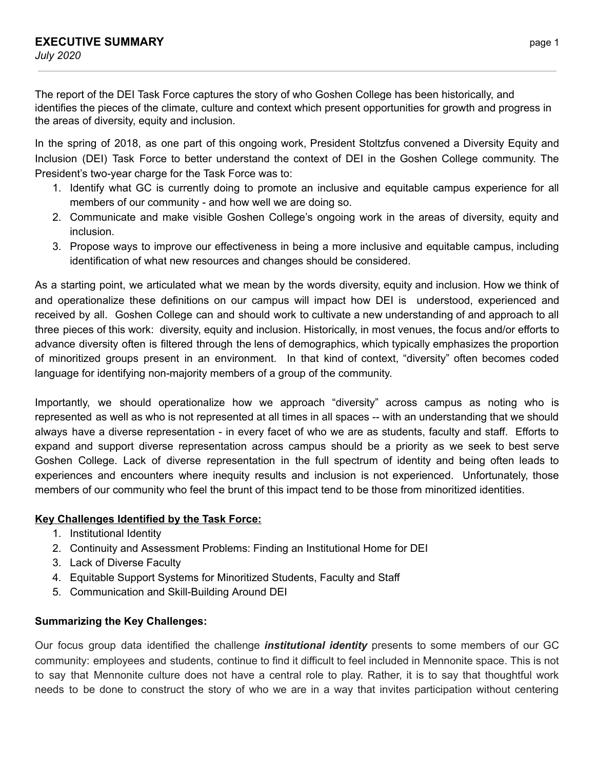## EXECUTIVE SUMMARY

*July 2020*

The report of the DEI Task Force captures the story of who Goshen College has been historically, and identifies the pieces of the climate, culture and context which present opportunities for growth and progress in the areas of diversity, equity and inclusion.

In the spring of 2018, as one part of this ongoing work, President Stoltzfus convened a Diversity Equity and Inclusion (DEI) Task Force to better understand the context of DEI in the Goshen College community. The President's two-year charge for the Task Force was to:

1. Identify what GC is currently doing to promote an inclusive and equitable campus experience for all members of our community - and how well we are doing so.
2. Communicate and make visible Goshen College's ongoing work in the areas of diversity, equity and inclusion.
3. Propose ways to improve our effectiveness in being a more inclusive and equitable campus, including identification of what new resources and changes should be considered.

As a starting point, we articulated what we mean by the words diversity, equity and inclusion. How we think of and operationalize these definitions on our campus will impact how DEI is understood, experienced and received by all. Goshen College can and should work to cultivate a new understanding of and approach to all three pieces of this work: diversity, equity and inclusion. Historically, in most venues, the focus and/or efforts to advance diversity often is filtered through the lens of demographics, which typically emphasizes the proportion of minoritized groups present in an environment. In that kind of context, "diversity" often becomes coded language for identifying non-majority members of a group of the community.

Importantly, we should operationalize how we approach "diversity" across campus as noting who is represented as well as who is not represented at all times in all spaces -- with an understanding that we should always have a diverse representation - in every facet of who we are as students, faculty and staff. Efforts to expand and support diverse representation across campus should be a priority as we seek to best serve Goshen College. Lack of diverse representation in the full spectrum of identity and being often leads to experiences and encounters where inequity results and inclusion is not experienced. Unfortunately, those members of our community who feel the brunt of this impact tend to be those from minoritized identities.

**Key Challenges Identified by the Task Force:**

1. Institutional Identity
2. Continuity and Assessment Problems: Finding an Institutional Home for DEI
3. Lack of Diverse Faculty
4. Equitable Support Systems for Minoritized Students, Faculty and Staff
5. Communication and Skill-Building Around DEI

**Summarizing the Key Challenges:**

Our focus group data identified the challenge ***institutional identity*** presents to some members of our GC community: employees and students, continue to find it difficult to feel included in Mennonite space. This is not to say that Mennonite culture does not have a central role to play. Rather, it is to say that thoughtful work needs to be done to construct the story of who we are in a way that invites participation without centering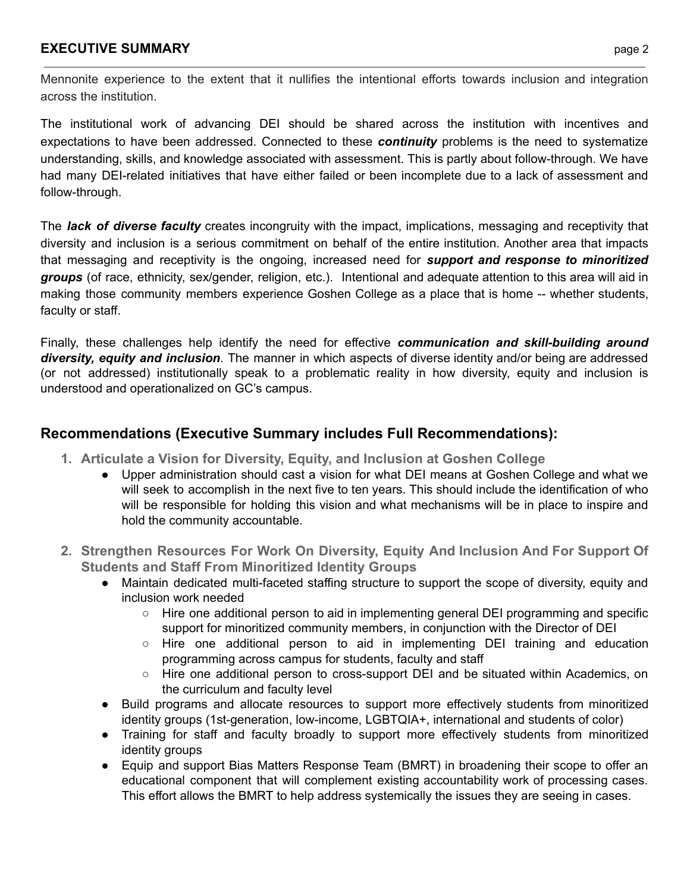Mennonite experience to the extent that it nullifies the intentional efforts towards inclusion and integration across the institution.

The institutional work of advancing DEI should be shared across the institution with incentives and expectations to have been addressed. Connected to these ***continuity*** problems is the need to systematize understanding, skills, and knowledge associated with assessment. This is partly about follow-through. We have had many DEI-related initiatives that have either failed or been incomplete due to a lack of assessment and follow-through.

The ***lack of diverse faculty*** creates incongruity with the impact, implications, messaging and receptivity that diversity and inclusion is a serious commitment on behalf of the entire institution. Another area that impacts that messaging and receptivity is the ongoing, increased need for ***support and response to minoritized groups*** (of race, ethnicity, sex/gender, religion, etc.). Intentional and adequate attention to this area will aid in making those community members experience Goshen College as a place that is home -- whether students, faculty or staff.

Finally, these challenges help identify the need for effective ***communication and skill-building around diversity, equity and inclusion***. The manner in which aspects of diverse identity and/or being are addressed (or not addressed) institutionally speak to a problematic reality in how diversity, equity and inclusion is understood and operationalized on GC's campus.

## Recommendations (Executive Summary includes Full Recommendations):

1. **Articulate a Vision for Diversity, Equity, and Inclusion at Goshen College**
   - Upper administration should cast a vision for what DEI means at Goshen College and what we will seek to accomplish in the next five to ten years. This should include the identification of who will be responsible for holding this vision and what mechanisms will be in place to inspire and hold the community accountable.

2. **Strengthen Resources For Work On Diversity, Equity And Inclusion And For Support Of Students and Staff From Minoritized Identity Groups**
   - Maintain dedicated multi-faceted staffing structure to support the scope of diversity, equity and inclusion work needed
     - Hire one additional person to aid in implementing general DEI programming and specific support for minoritized community members, in conjunction with the Director of DEI
     - Hire one additional person to aid in implementing DEI training and education programming across campus for students, faculty and staff
     - Hire one additional person to cross-support DEI and be situated within Academics, on the curriculum and faculty level
   - Build programs and allocate resources to support more effectively students from minoritized identity groups (1st-generation, low-income, LGBTQIA+, international and students of color)
   - Training for staff and faculty broadly to support more effectively students from minoritized identity groups
   - Equip and support Bias Matters Response Team (BMRT) in broadening their scope to offer an educational component that will complement existing accountability work of processing cases. This effort allows the BMRT to help address systemically the issues they are seeing in cases.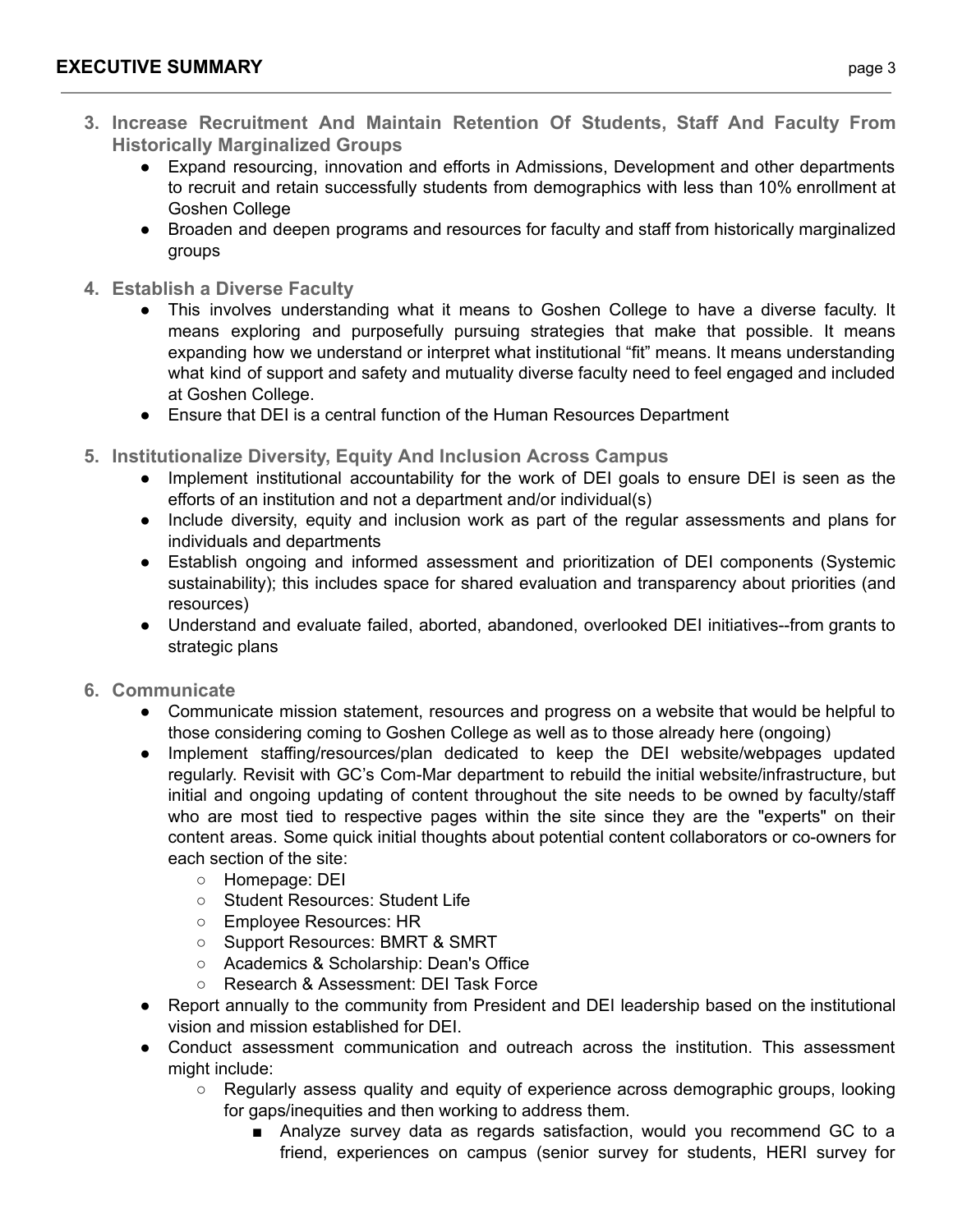3. **Increase Recruitment And Maintain Retention Of Students, Staff And Faculty From Historically Marginalized Groups**
    - Expand resourcing, innovation and efforts in Admissions, Development and other departments to recruit and retain successfully students from demographics with less than 10% enrollment at Goshen College
    - Broaden and deepen programs and resources for faculty and staff from historically marginalized groups

4. **Establish a Diverse Faculty**
    - This involves understanding what it means to Goshen College to have a diverse faculty. It means exploring and purposefully pursuing strategies that make that possible. It means expanding how we understand or interpret what institutional "fit" means. It means understanding what kind of support and safety and mutuality diverse faculty need to feel engaged and included at Goshen College.
    - Ensure that DEI is a central function of the Human Resources Department

5. **Institutionalize Diversity, Equity And Inclusion Across Campus**
    - Implement institutional accountability for the work of DEI goals to ensure DEI is seen as the efforts of an institution and not a department and/or individual(s)
    - Include diversity, equity and inclusion work as part of the regular assessments and plans for individuals and departments
    - Establish ongoing and informed assessment and prioritization of DEI components (Systemic sustainability); this includes space for shared evaluation and transparency about priorities (and resources)
    - Understand and evaluate failed, aborted, abandoned, overlooked DEI initiatives--from grants to strategic plans

6. **Communicate**
    - Communicate mission statement, resources and progress on a website that would be helpful to those considering coming to Goshen College as well as to those already here (ongoing)
    - Implement staffing/resources/plan dedicated to keep the DEI website/webpages updated regularly. Revisit with GC's Com-Mar department to rebuild the initial website/infrastructure, but initial and ongoing updating of content throughout the site needs to be owned by faculty/staff who are most tied to respective pages within the site since they are the "experts" on their content areas. Some quick initial thoughts about potential content collaborators or co-owners for each section of the site:
        - Homepage: DEI
        - Student Resources: Student Life
        - Employee Resources: HR
        - Support Resources: BMRT & SMRT
        - Academics & Scholarship: Dean's Office
        - Research & Assessment: DEI Task Force
    - Report annually to the community from President and DEI leadership based on the institutional vision and mission established for DEI.
    - Conduct assessment communication and outreach across the institution. This assessment might include:
        - Regularly assess quality and equity of experience across demographic groups, looking for gaps/inequities and then working to address them.
            - Analyze survey data as regards satisfaction, would you recommend GC to a friend, experiences on campus (senior survey for students, HERI survey for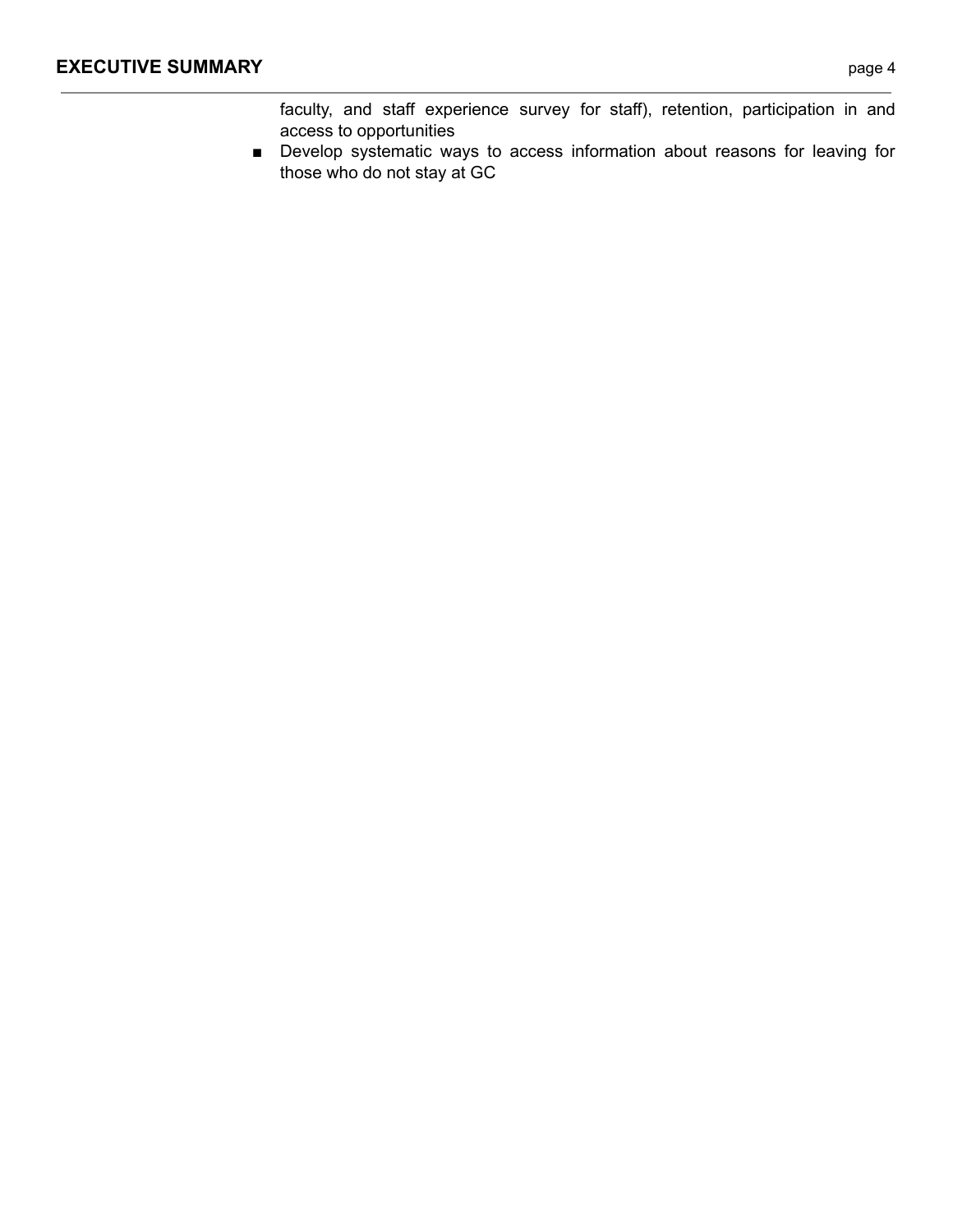faculty, and staff experience survey for staff), retention, participation in and access to opportunities

- Develop systematic ways to access information about reasons for leaving for those who do not stay at GC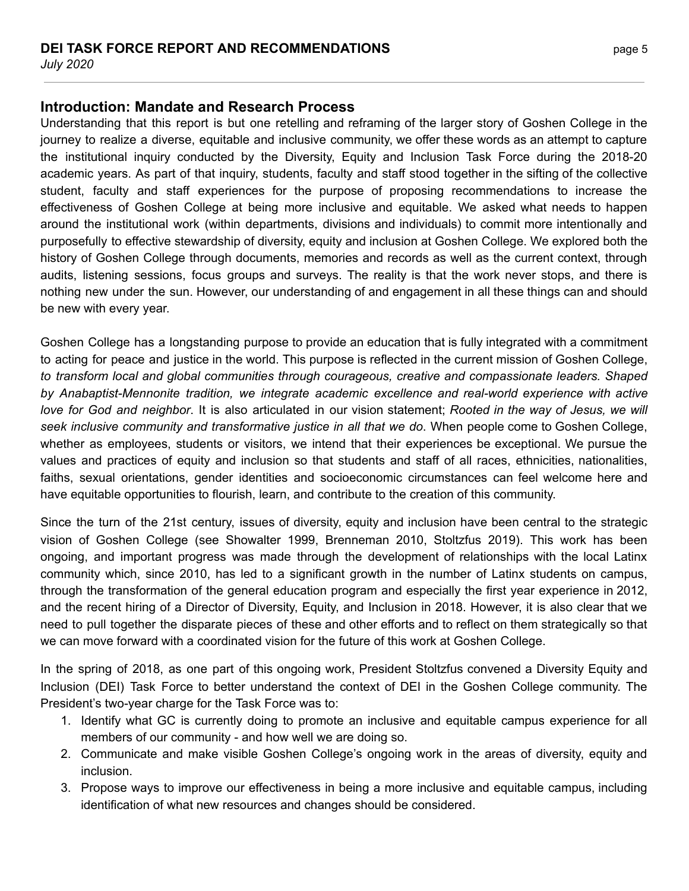## Introduction: Mandate and Research Process

Understanding that this report is but one retelling and reframing of the larger story of Goshen College in the journey to realize a diverse, equitable and inclusive community, we offer these words as an attempt to capture the institutional inquiry conducted by the Diversity, Equity and Inclusion Task Force during the 2018-20 academic years. As part of that inquiry, students, faculty and staff stood together in the sifting of the collective student, faculty and staff experiences for the purpose of proposing recommendations to increase the effectiveness of Goshen College at being more inclusive and equitable. We asked what needs to happen around the institutional work (within departments, divisions and individuals) to commit more intentionally and purposefully to effective stewardship of diversity, equity and inclusion at Goshen College. We explored both the history of Goshen College through documents, memories and records as well as the current context, through audits, listening sessions, focus groups and surveys. The reality is that the work never stops, and there is nothing new under the sun. However, our understanding of and engagement in all these things can and should be new with every year.

Goshen College has a longstanding purpose to provide an education that is fully integrated with a commitment to acting for peace and justice in the world. This purpose is reflected in the current mission of Goshen College, *to transform local and global communities through courageous, creative and compassionate leaders. Shaped by Anabaptist-Mennonite tradition, we integrate academic excellence and real-world experience with active love for God and neighbor*. It is also articulated in our vision statement; *Rooted in the way of Jesus, we will seek inclusive community and transformative justice in all that we do*. When people come to Goshen College, whether as employees, students or visitors, we intend that their experiences be exceptional. We pursue the values and practices of equity and inclusion so that students and staff of all races, ethnicities, nationalities, faiths, sexual orientations, gender identities and socioeconomic circumstances can feel welcome here and have equitable opportunities to flourish, learn, and contribute to the creation of this community.

Since the turn of the 21st century, issues of diversity, equity and inclusion have been central to the strategic vision of Goshen College (see Showalter 1999, Brenneman 2010, Stoltzfus 2019). This work has been ongoing, and important progress was made through the development of relationships with the local Latinx community which, since 2010, has led to a significant growth in the number of Latinx students on campus, through the transformation of the general education program and especially the first year experience in 2012, and the recent hiring of a Director of Diversity, Equity, and Inclusion in 2018. However, it is also clear that we need to pull together the disparate pieces of these and other efforts and to reflect on them strategically so that we can move forward with a coordinated vision for the future of this work at Goshen College.

In the spring of 2018, as one part of this ongoing work, President Stoltzfus convened a Diversity Equity and Inclusion (DEI) Task Force to better understand the context of DEI in the Goshen College community. The President's two-year charge for the Task Force was to:

1. Identify what GC is currently doing to promote an inclusive and equitable campus experience for all members of our community - and how well we are doing so.
2. Communicate and make visible Goshen College's ongoing work in the areas of diversity, equity and inclusion.
3. Propose ways to improve our effectiveness in being a more inclusive and equitable campus, including identification of what new resources and changes should be considered.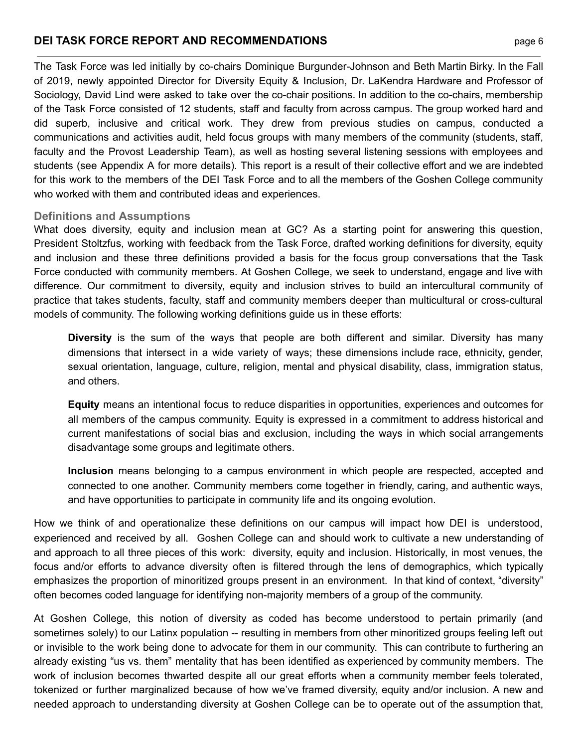The Task Force was led initially by co-chairs Dominique Burgunder-Johnson and Beth Martin Birky. In the Fall of 2019, newly appointed Director for Diversity Equity & Inclusion, Dr. LaKendra Hardware and Professor of Sociology, David Lind were asked to take over the co-chair positions. In addition to the co-chairs, membership of the Task Force consisted of 12 students, staff and faculty from across campus. The group worked hard and did superb, inclusive and critical work. They drew from previous studies on campus, conducted a communications and activities audit, held focus groups with many members of the community (students, staff, faculty and the Provost Leadership Team), as well as hosting several listening sessions with employees and students (see Appendix A for more details). This report is a result of their collective effort and we are indebted for this work to the members of the DEI Task Force and to all the members of the Goshen College community who worked with them and contributed ideas and experiences.

### Definitions and Assumptions

What does diversity, equity and inclusion mean at GC? As a starting point for answering this question, President Stoltzfus, working with feedback from the Task Force, drafted working definitions for diversity, equity and inclusion and these three definitions provided a basis for the focus group conversations that the Task Force conducted with community members. At Goshen College, we seek to understand, engage and live with difference. Our commitment to diversity, equity and inclusion strives to build an intercultural community of practice that takes students, faculty, staff and community members deeper than multicultural or cross-cultural models of community. The following working definitions guide us in these efforts:

> **Diversity** is the sum of the ways that people are both different and similar. Diversity has many dimensions that intersect in a wide variety of ways; these dimensions include race, ethnicity, gender, sexual orientation, language, culture, religion, mental and physical disability, class, immigration status, and others.
>
> **Equity** means an intentional focus to reduce disparities in opportunities, experiences and outcomes for all members of the campus community. Equity is expressed in a commitment to address historical and current manifestations of social bias and exclusion, including the ways in which social arrangements disadvantage some groups and legitimate others.
>
> **Inclusion** means belonging to a campus environment in which people are respected, accepted and connected to one another. Community members come together in friendly, caring, and authentic ways, and have opportunities to participate in community life and its ongoing evolution.

How we think of and operationalize these definitions on our campus will impact how DEI is understood, experienced and received by all. Goshen College can and should work to cultivate a new understanding of and approach to all three pieces of this work: diversity, equity and inclusion. Historically, in most venues, the focus and/or efforts to advance diversity often is filtered through the lens of demographics, which typically emphasizes the proportion of minoritized groups present in an environment. In that kind of context, "diversity" often becomes coded language for identifying non-majority members of a group of the community.

At Goshen College, this notion of diversity as coded has become understood to pertain primarily (and sometimes solely) to our Latinx population -- resulting in members from other minoritized groups feeling left out or invisible to the work being done to advocate for them in our community. This can contribute to furthering an already existing "us vs. them" mentality that has been identified as experienced by community members. The work of inclusion becomes thwarted despite all our great efforts when a community member feels tolerated, tokenized or further marginalized because of how we've framed diversity, equity and/or inclusion. A new and needed approach to understanding diversity at Goshen College can be to operate out of the assumption that,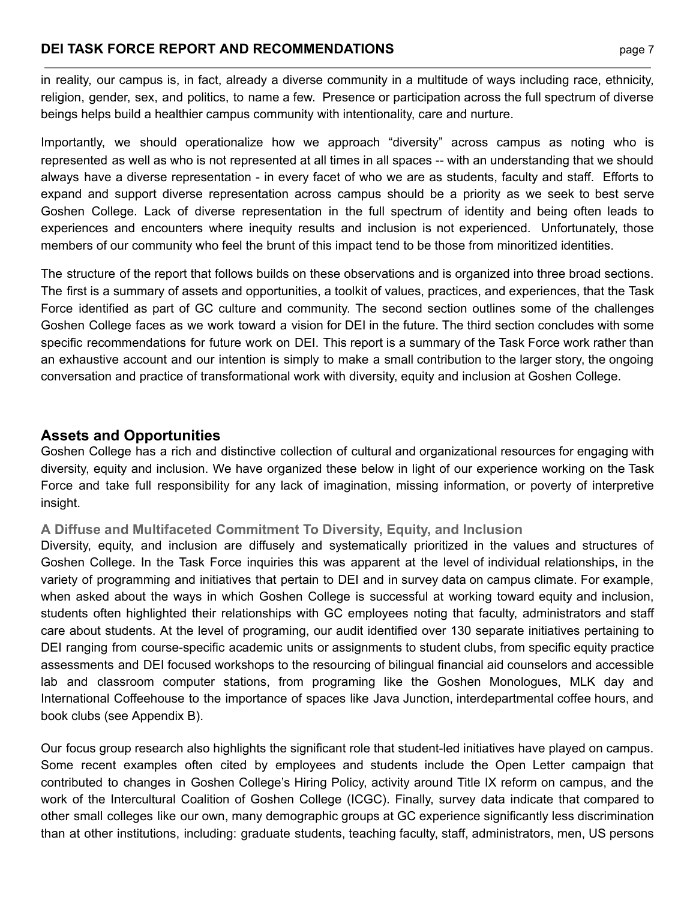in reality, our campus is, in fact, already a diverse community in a multitude of ways including race, ethnicity, religion, gender, sex, and politics, to name a few. Presence or participation across the full spectrum of diverse beings helps build a healthier campus community with intentionality, care and nurture.

Importantly, we should operationalize how we approach "diversity" across campus as noting who is represented as well as who is not represented at all times in all spaces -- with an understanding that we should always have a diverse representation - in every facet of who we are as students, faculty and staff. Efforts to expand and support diverse representation across campus should be a priority as we seek to best serve Goshen College. Lack of diverse representation in the full spectrum of identity and being often leads to experiences and encounters where inequity results and inclusion is not experienced. Unfortunately, those members of our community who feel the brunt of this impact tend to be those from minoritized identities.

The structure of the report that follows builds on these observations and is organized into three broad sections. The first is a summary of assets and opportunities, a toolkit of values, practices, and experiences, that the Task Force identified as part of GC culture and community. The second section outlines some of the challenges Goshen College faces as we work toward a vision for DEI in the future. The third section concludes with some specific recommendations for future work on DEI. This report is a summary of the Task Force work rather than an exhaustive account and our intention is simply to make a small contribution to the larger story, the ongoing conversation and practice of transformational work with diversity, equity and inclusion at Goshen College.

## Assets and Opportunities

Goshen College has a rich and distinctive collection of cultural and organizational resources for engaging with diversity, equity and inclusion. We have organized these below in light of our experience working on the Task Force and take full responsibility for any lack of imagination, missing information, or poverty of interpretive insight.

### A Diffuse and Multifaceted Commitment To Diversity, Equity, and Inclusion

Diversity, equity, and inclusion are diffusely and systematically prioritized in the values and structures of Goshen College. In the Task Force inquiries this was apparent at the level of individual relationships, in the variety of programming and initiatives that pertain to DEI and in survey data on campus climate. For example, when asked about the ways in which Goshen College is successful at working toward equity and inclusion, students often highlighted their relationships with GC employees noting that faculty, administrators and staff care about students. At the level of programing, our audit identified over 130 separate initiatives pertaining to DEI ranging from course-specific academic units or assignments to student clubs, from specific equity practice assessments and DEI focused workshops to the resourcing of bilingual financial aid counselors and accessible lab and classroom computer stations, from programing like the Goshen Monologues, MLK day and International Coffeehouse to the importance of spaces like Java Junction, interdepartmental coffee hours, and book clubs (see Appendix B).

Our focus group research also highlights the significant role that student-led initiatives have played on campus. Some recent examples often cited by employees and students include the Open Letter campaign that contributed to changes in Goshen College's Hiring Policy, activity around Title IX reform on campus, and the work of the Intercultural Coalition of Goshen College (ICGC). Finally, survey data indicate that compared to other small colleges like our own, many demographic groups at GC experience significantly less discrimination than at other institutions, including: graduate students, teaching faculty, staff, administrators, men, US persons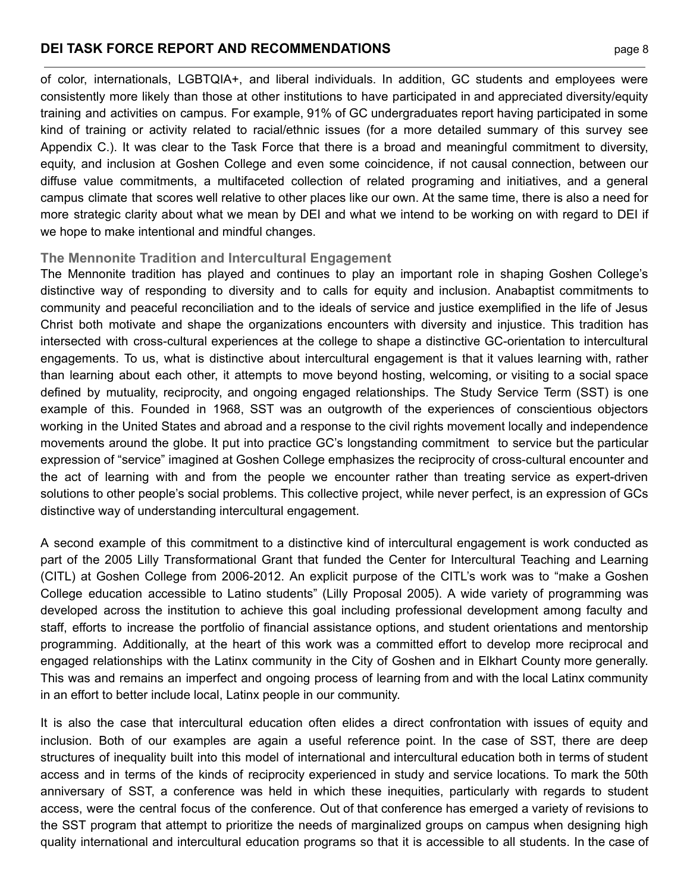of color, internationals, LGBTQIA+, and liberal individuals. In addition, GC students and employees were consistently more likely than those at other institutions to have participated in and appreciated diversity/equity training and activities on campus. For example, 91% of GC undergraduates report having participated in some kind of training or activity related to racial/ethnic issues (for a more detailed summary of this survey see Appendix C.). It was clear to the Task Force that there is a broad and meaningful commitment to diversity, equity, and inclusion at Goshen College and even some coincidence, if not causal connection, between our diffuse value commitments, a multifaceted collection of related programing and initiatives, and a general campus climate that scores well relative to other places like our own. At the same time, there is also a need for more strategic clarity about what we mean by DEI and what we intend to be working on with regard to DEI if we hope to make intentional and mindful changes.

### The Mennonite Tradition and Intercultural Engagement

The Mennonite tradition has played and continues to play an important role in shaping Goshen College's distinctive way of responding to diversity and to calls for equity and inclusion. Anabaptist commitments to community and peaceful reconciliation and to the ideals of service and justice exemplified in the life of Jesus Christ both motivate and shape the organizations encounters with diversity and injustice. This tradition has intersected with cross-cultural experiences at the college to shape a distinctive GC-orientation to intercultural engagements. To us, what is distinctive about intercultural engagement is that it values learning with, rather than learning about each other, it attempts to move beyond hosting, welcoming, or visiting to a social space defined by mutuality, reciprocity, and ongoing engaged relationships. The Study Service Term (SST) is one example of this. Founded in 1968, SST was an outgrowth of the experiences of conscientious objectors working in the United States and abroad and a response to the civil rights movement locally and independence movements around the globe. It put into practice GC's longstanding commitment to service but the particular expression of "service" imagined at Goshen College emphasizes the reciprocity of cross-cultural encounter and the act of learning with and from the people we encounter rather than treating service as expert-driven solutions to other people's social problems. This collective project, while never perfect, is an expression of GCs distinctive way of understanding intercultural engagement.

A second example of this commitment to a distinctive kind of intercultural engagement is work conducted as part of the 2005 Lilly Transformational Grant that funded the Center for Intercultural Teaching and Learning (CITL) at Goshen College from 2006-2012. An explicit purpose of the CITL's work was to "make a Goshen College education accessible to Latino students" (Lilly Proposal 2005). A wide variety of programming was developed across the institution to achieve this goal including professional development among faculty and staff, efforts to increase the portfolio of financial assistance options, and student orientations and mentorship programming. Additionally, at the heart of this work was a committed effort to develop more reciprocal and engaged relationships with the Latinx community in the City of Goshen and in Elkhart County more generally. This was and remains an imperfect and ongoing process of learning from and with the local Latinx community in an effort to better include local, Latinx people in our community.

It is also the case that intercultural education often elides a direct confrontation with issues of equity and inclusion. Both of our examples are again a useful reference point. In the case of SST, there are deep structures of inequality built into this model of international and intercultural education both in terms of student access and in terms of the kinds of reciprocity experienced in study and service locations. To mark the 50th anniversary of SST, a conference was held in which these inequities, particularly with regards to student access, were the central focus of the conference. Out of that conference has emerged a variety of revisions to the SST program that attempt to prioritize the needs of marginalized groups on campus when designing high quality international and intercultural education programs so that it is accessible to all students. In the case of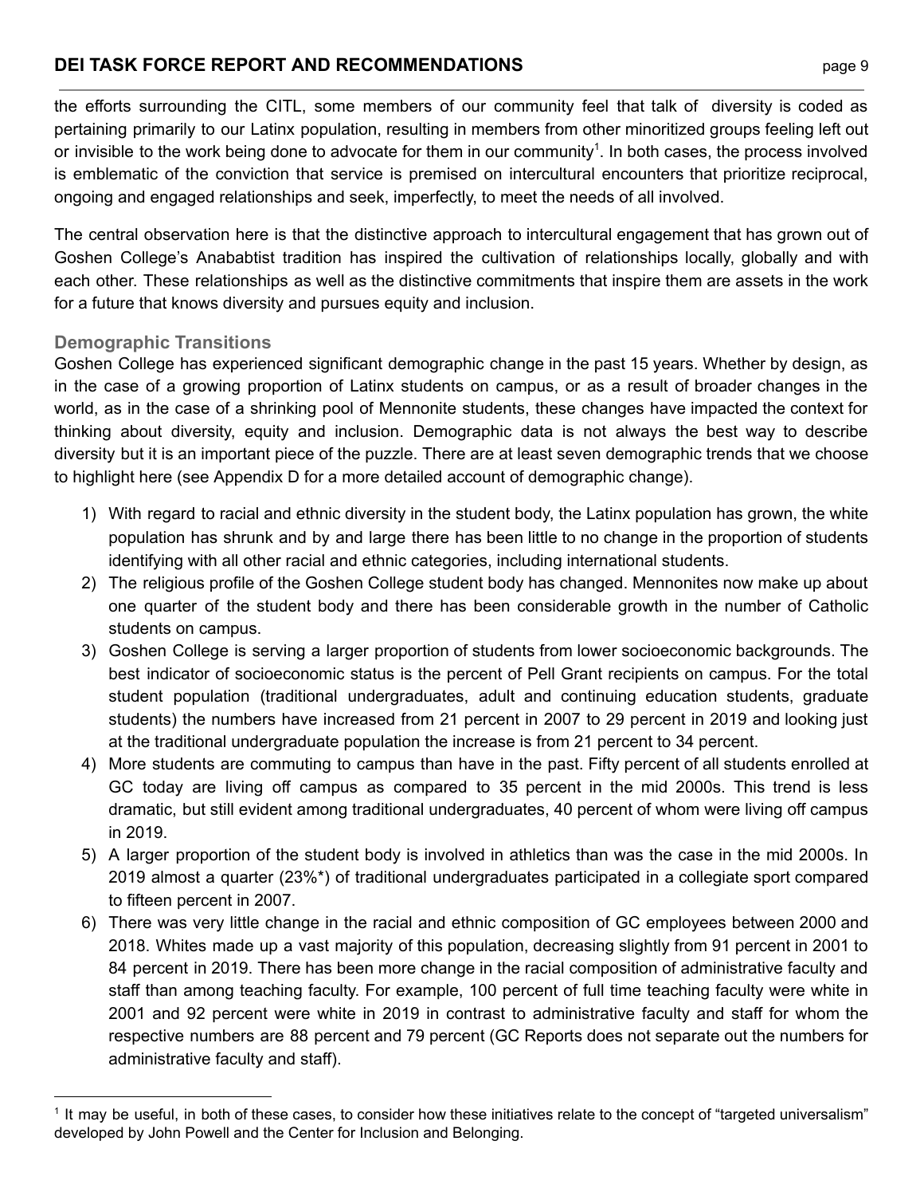the efforts surrounding the CITL, some members of our community feel that talk of diversity is coded as pertaining primarily to our Latinx population, resulting in members from other minoritized groups feeling left out or invisible to the work being done to advocate for them in our community[1]. In both cases, the process involved is emblematic of the conviction that service is premised on intercultural encounters that prioritize reciprocal, ongoing and engaged relationships and seek, imperfectly, to meet the needs of all involved.

The central observation here is that the distinctive approach to intercultural engagement that has grown out of Goshen College's Anababtist tradition has inspired the cultivation of relationships locally, globally and with each other. These relationships as well as the distinctive commitments that inspire them are assets in the work for a future that knows diversity and pursues equity and inclusion.

### Demographic Transitions

Goshen College has experienced significant demographic change in the past 15 years. Whether by design, as in the case of a growing proportion of Latinx students on campus, or as a result of broader changes in the world, as in the case of a shrinking pool of Mennonite students, these changes have impacted the context for thinking about diversity, equity and inclusion. Demographic data is not always the best way to describe diversity but it is an important piece of the puzzle. There are at least seven demographic trends that we choose to highlight here (see Appendix D for a more detailed account of demographic change).

1) With regard to racial and ethnic diversity in the student body, the Latinx population has grown, the white population has shrunk and by and large there has been little to no change in the proportion of students identifying with all other racial and ethnic categories, including international students.
2) The religious profile of the Goshen College student body has changed. Mennonites now make up about one quarter of the student body and there has been considerable growth in the number of Catholic students on campus.
3) Goshen College is serving a larger proportion of students from lower socioeconomic backgrounds. The best indicator of socioeconomic status is the percent of Pell Grant recipients on campus. For the total student population (traditional undergraduates, adult and continuing education students, graduate students) the numbers have increased from 21 percent in 2007 to 29 percent in 2019 and looking just at the traditional undergraduate population the increase is from 21 percent to 34 percent.
4) More students are commuting to campus than have in the past. Fifty percent of all students enrolled at GC today are living off campus as compared to 35 percent in the mid 2000s. This trend is less dramatic, but still evident among traditional undergraduates, 40 percent of whom were living off campus in 2019.
5) A larger proportion of the student body is involved in athletics than was the case in the mid 2000s. In 2019 almost a quarter (23%*) of traditional undergraduates participated in a collegiate sport compared to fifteen percent in 2007.
6) There was very little change in the racial and ethnic composition of GC employees between 2000 and 2018. Whites made up a vast majority of this population, decreasing slightly from 91 percent in 2001 to 84 percent in 2019. There has been more change in the racial composition of administrative faculty and staff than among teaching faculty. For example, 100 percent of full time teaching faculty were white in 2001 and 92 percent were white in 2019 in contrast to administrative faculty and staff for whom the respective numbers are 88 percent and 79 percent (GC Reports does not separate out the numbers for administrative faculty and staff).

---

[1] It may be useful, in both of these cases, to consider how these initiatives relate to the concept of "targeted universalism" developed by John Powell and the Center for Inclusion and Belonging.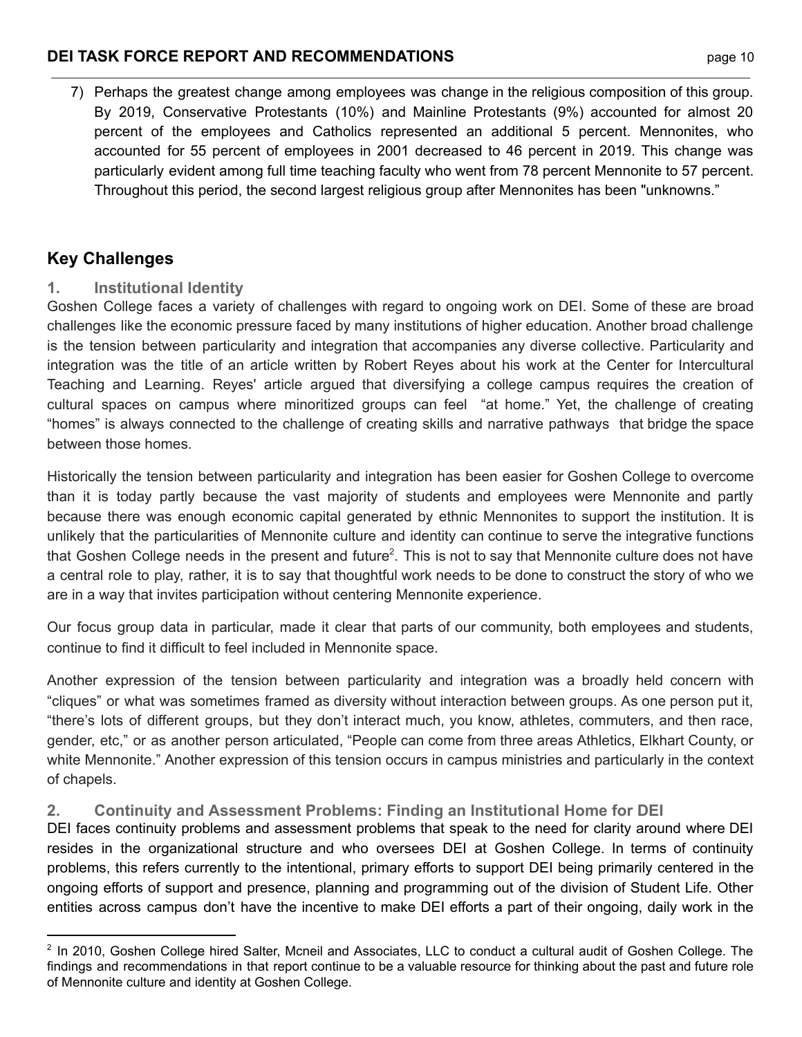7) Perhaps the greatest change among employees was change in the religious composition of this group. By 2019, Conservative Protestants (10%) and Mainline Protestants (9%) accounted for almost 20 percent of the employees and Catholics represented an additional 5 percent. Mennonites, who accounted for 55 percent of employees in 2001 decreased to 46 percent in 2019. This change was particularly evident among full time teaching faculty who went from 78 percent Mennonite to 57 percent. Throughout this period, the second largest religious group after Mennonites has been "unknowns."

## Key Challenges

### 1. Institutional Identity

Goshen College faces a variety of challenges with regard to ongoing work on DEI. Some of these are broad challenges like the economic pressure faced by many institutions of higher education. Another broad challenge is the tension between particularity and integration that accompanies any diverse collective. Particularity and integration was the title of an article written by Robert Reyes about his work at the Center for Intercultural Teaching and Learning. Reyes' article argued that diversifying a college campus requires the creation of cultural spaces on campus where minoritized groups can feel "at home." Yet, the challenge of creating "homes" is always connected to the challenge of creating skills and narrative pathways that bridge the space between those homes.

Historically the tension between particularity and integration has been easier for Goshen College to overcome than it is today partly because the vast majority of students and employees were Mennonite and partly because there was enough economic capital generated by ethnic Mennonites to support the institution. It is unlikely that the particularities of Mennonite culture and identity can continue to serve the integrative functions that Goshen College needs in the present and future[2]. This is not to say that Mennonite culture does not have a central role to play, rather, it is to say that thoughtful work needs to be done to construct the story of who we are in a way that invites participation without centering Mennonite experience.

Our focus group data in particular, made it clear that parts of our community, both employees and students, continue to find it difficult to feel included in Mennonite space.

Another expression of the tension between particularity and integration was a broadly held concern with "cliques" or what was sometimes framed as diversity without interaction between groups. As one person put it, "there's lots of different groups, but they don't interact much, you know, athletes, commuters, and then race, gender, etc," or as another person articulated, "People can come from three areas Athletics, Elkhart County, or white Mennonite." Another expression of this tension occurs in campus ministries and particularly in the context of chapels.

### 2. Continuity and Assessment Problems: Finding an Institutional Home for DEI

DEI faces continuity problems and assessment problems that speak to the need for clarity around where DEI resides in the organizational structure and who oversees DEI at Goshen College. In terms of continuity problems, this refers currently to the intentional, primary efforts to support DEI being primarily centered in the ongoing efforts of support and presence, planning and programming out of the division of Student Life. Other entities across campus don't have the incentive to make DEI efforts a part of their ongoing, daily work in the

---

[2] In 2010, Goshen College hired Salter, Mcneil and Associates, LLC to conduct a cultural audit of Goshen College. The findings and recommendations in that report continue to be a valuable resource for thinking about the past and future role of Mennonite culture and identity at Goshen College.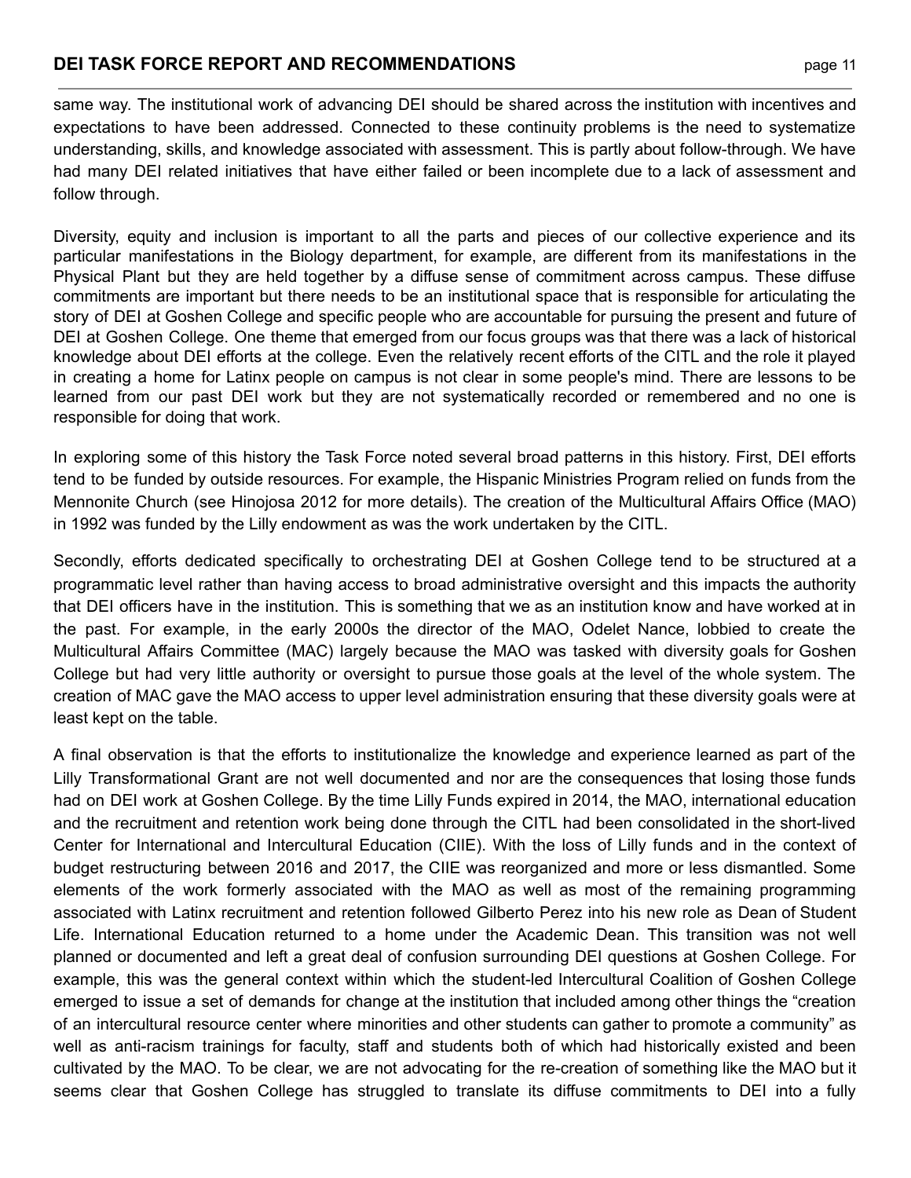same way. The institutional work of advancing DEI should be shared across the institution with incentives and expectations to have been addressed. Connected to these continuity problems is the need to systematize understanding, skills, and knowledge associated with assessment. This is partly about follow-through. We have had many DEI related initiatives that have either failed or been incomplete due to a lack of assessment and follow through.

Diversity, equity and inclusion is important to all the parts and pieces of our collective experience and its particular manifestations in the Biology department, for example, are different from its manifestations in the Physical Plant but they are held together by a diffuse sense of commitment across campus. These diffuse commitments are important but there needs to be an institutional space that is responsible for articulating the story of DEI at Goshen College and specific people who are accountable for pursuing the present and future of DEI at Goshen College. One theme that emerged from our focus groups was that there was a lack of historical knowledge about DEI efforts at the college. Even the relatively recent efforts of the CITL and the role it played in creating a home for Latinx people on campus is not clear in some people's mind. There are lessons to be learned from our past DEI work but they are not systematically recorded or remembered and no one is responsible for doing that work.

In exploring some of this history the Task Force noted several broad patterns in this history. First, DEI efforts tend to be funded by outside resources. For example, the Hispanic Ministries Program relied on funds from the Mennonite Church (see Hinojosa 2012 for more details). The creation of the Multicultural Affairs Office (MAO) in 1992 was funded by the Lilly endowment as was the work undertaken by the CITL.

Secondly, efforts dedicated specifically to orchestrating DEI at Goshen College tend to be structured at a programmatic level rather than having access to broad administrative oversight and this impacts the authority that DEI officers have in the institution. This is something that we as an institution know and have worked at in the past. For example, in the early 2000s the director of the MAO, Odelet Nance, lobbied to create the Multicultural Affairs Committee (MAC) largely because the MAO was tasked with diversity goals for Goshen College but had very little authority or oversight to pursue those goals at the level of the whole system. The creation of MAC gave the MAO access to upper level administration ensuring that these diversity goals were at least kept on the table.

A final observation is that the efforts to institutionalize the knowledge and experience learned as part of the Lilly Transformational Grant are not well documented and nor are the consequences that losing those funds had on DEI work at Goshen College. By the time Lilly Funds expired in 2014, the MAO, international education and the recruitment and retention work being done through the CITL had been consolidated in the short-lived Center for International and Intercultural Education (CIIE). With the loss of Lilly funds and in the context of budget restructuring between 2016 and 2017, the CIIE was reorganized and more or less dismantled. Some elements of the work formerly associated with the MAO as well as most of the remaining programming associated with Latinx recruitment and retention followed Gilberto Perez into his new role as Dean of Student Life. International Education returned to a home under the Academic Dean. This transition was not well planned or documented and left a great deal of confusion surrounding DEI questions at Goshen College. For example, this was the general context within which the student-led Intercultural Coalition of Goshen College emerged to issue a set of demands for change at the institution that included among other things the "creation of an intercultural resource center where minorities and other students can gather to promote a community" as well as anti-racism trainings for faculty, staff and students both of which had historically existed and been cultivated by the MAO. To be clear, we are not advocating for the re-creation of something like the MAO but it seems clear that Goshen College has struggled to translate its diffuse commitments to DEI into a fully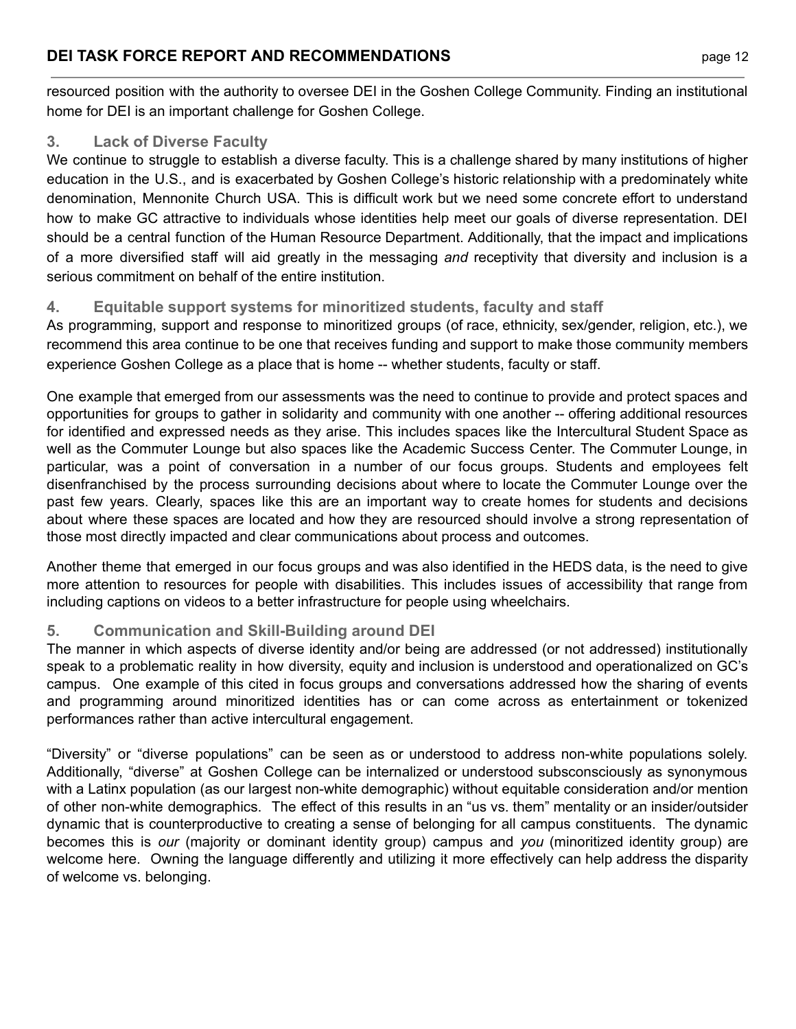resourced position with the authority to oversee DEI in the Goshen College Community. Finding an institutional home for DEI is an important challenge for Goshen College.

### 3. Lack of Diverse Faculty

We continue to struggle to establish a diverse faculty. This is a challenge shared by many institutions of higher education in the U.S., and is exacerbated by Goshen College's historic relationship with a predominately white denomination, Mennonite Church USA. This is difficult work but we need some concrete effort to understand how to make GC attractive to individuals whose identities help meet our goals of diverse representation. DEI should be a central function of the Human Resource Department. Additionally, that the impact and implications of a more diversified staff will aid greatly in the messaging *and* receptivity that diversity and inclusion is a serious commitment on behalf of the entire institution.

### 4. Equitable support systems for minoritized students, faculty and staff

As programming, support and response to minoritized groups (of race, ethnicity, sex/gender, religion, etc.), we recommend this area continue to be one that receives funding and support to make those community members experience Goshen College as a place that is home -- whether students, faculty or staff.

One example that emerged from our assessments was the need to continue to provide and protect spaces and opportunities for groups to gather in solidarity and community with one another -- offering additional resources for identified and expressed needs as they arise. This includes spaces like the Intercultural Student Space as well as the Commuter Lounge but also spaces like the Academic Success Center. The Commuter Lounge, in particular, was a point of conversation in a number of our focus groups. Students and employees felt disenfranchised by the process surrounding decisions about where to locate the Commuter Lounge over the past few years. Clearly, spaces like this are an important way to create homes for students and decisions about where these spaces are located and how they are resourced should involve a strong representation of those most directly impacted and clear communications about process and outcomes.

Another theme that emerged in our focus groups and was also identified in the HEDS data, is the need to give more attention to resources for people with disabilities. This includes issues of accessibility that range from including captions on videos to a better infrastructure for people using wheelchairs.

### 5. Communication and Skill-Building around DEI

The manner in which aspects of diverse identity and/or being are addressed (or not addressed) institutionally speak to a problematic reality in how diversity, equity and inclusion is understood and operationalized on GC's campus. One example of this cited in focus groups and conversations addressed how the sharing of events and programming around minoritized identities has or can come across as entertainment or tokenized performances rather than active intercultural engagement.

"Diversity" or "diverse populations" can be seen as or understood to address non-white populations solely. Additionally, "diverse" at Goshen College can be internalized or understood subsconsciously as synonymous with a Latinx population (as our largest non-white demographic) without equitable consideration and/or mention of other non-white demographics. The effect of this results in an "us vs. them" mentality or an insider/outsider dynamic that is counterproductive to creating a sense of belonging for all campus constituents. The dynamic becomes this is *our* (majority or dominant identity group) campus and *you* (minoritized identity group) are welcome here. Owning the language differently and utilizing it more effectively can help address the disparity of welcome vs. belonging.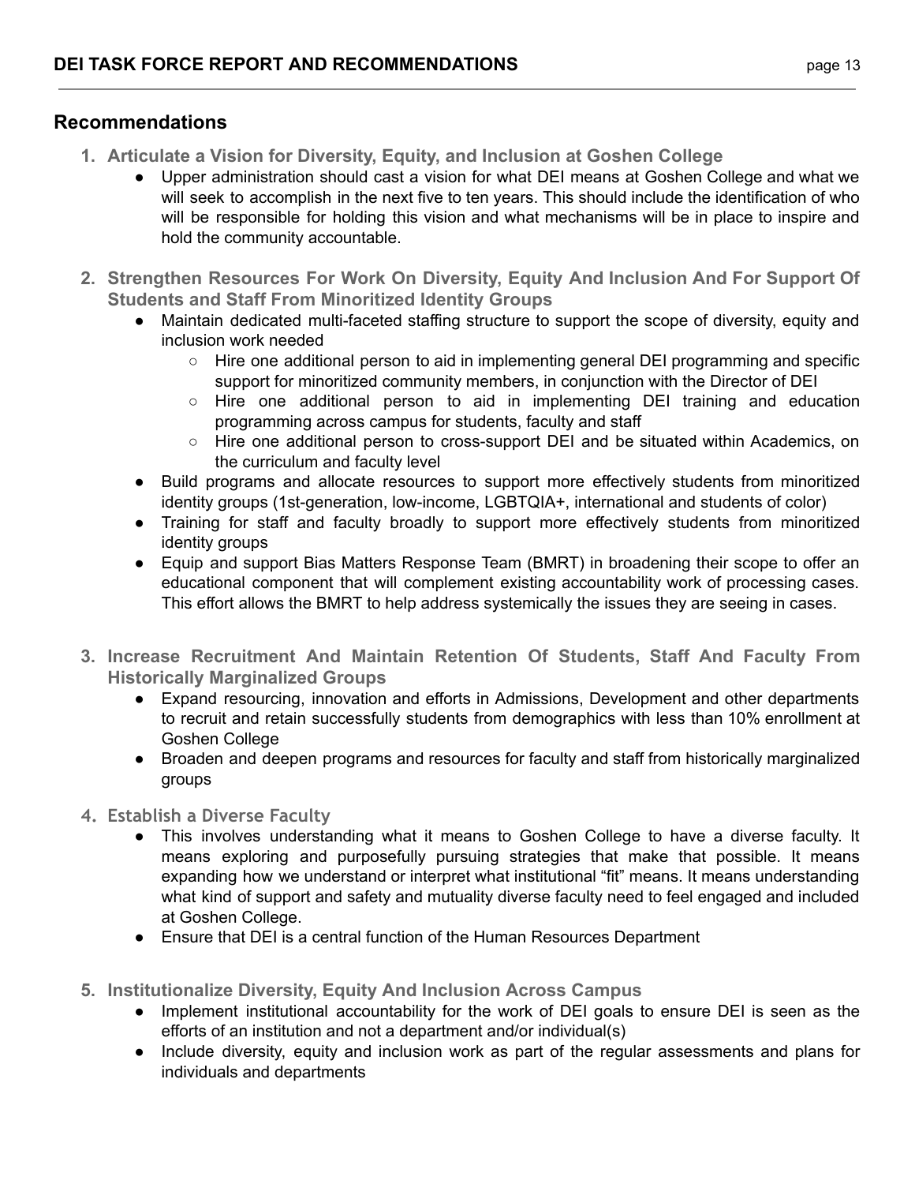## Recommendations

1. **Articulate a Vision for Diversity, Equity, and Inclusion at Goshen College**
    - Upper administration should cast a vision for what DEI means at Goshen College and what we will seek to accomplish in the next five to ten years. This should include the identification of who will be responsible for holding this vision and what mechanisms will be in place to inspire and hold the community accountable.

2. **Strengthen Resources For Work On Diversity, Equity And Inclusion And For Support Of Students and Staff From Minoritized Identity Groups**
    - Maintain dedicated multi-faceted staffing structure to support the scope of diversity, equity and inclusion work needed
        - Hire one additional person to aid in implementing general DEI programming and specific support for minoritized community members, in conjunction with the Director of DEI
        - Hire one additional person to aid in implementing DEI training and education programming across campus for students, faculty and staff
        - Hire one additional person to cross-support DEI and be situated within Academics, on the curriculum and faculty level
    - Build programs and allocate resources to support more effectively students from minoritized identity groups (1st-generation, low-income, LGBTQIA+, international and students of color)
    - Training for staff and faculty broadly to support more effectively students from minoritized identity groups
    - Equip and support Bias Matters Response Team (BMRT) in broadening their scope to offer an educational component that will complement existing accountability work of processing cases. This effort allows the BMRT to help address systemically the issues they are seeing in cases.

3. **Increase Recruitment And Maintain Retention Of Students, Staff And Faculty From Historically Marginalized Groups**
    - Expand resourcing, innovation and efforts in Admissions, Development and other departments to recruit and retain successfully students from demographics with less than 10% enrollment at Goshen College
    - Broaden and deepen programs and resources for faculty and staff from historically marginalized groups

4. **Establish a Diverse Faculty**
    - This involves understanding what it means to Goshen College to have a diverse faculty. It means exploring and purposefully pursuing strategies that make that possible. It means expanding how we understand or interpret what institutional "fit" means. It means understanding what kind of support and safety and mutuality diverse faculty need to feel engaged and included at Goshen College.
    - Ensure that DEI is a central function of the Human Resources Department

5. **Institutionalize Diversity, Equity And Inclusion Across Campus**
    - Implement institutional accountability for the work of DEI goals to ensure DEI is seen as the efforts of an institution and not a department and/or individual(s)
    - Include diversity, equity and inclusion work as part of the regular assessments and plans for individuals and departments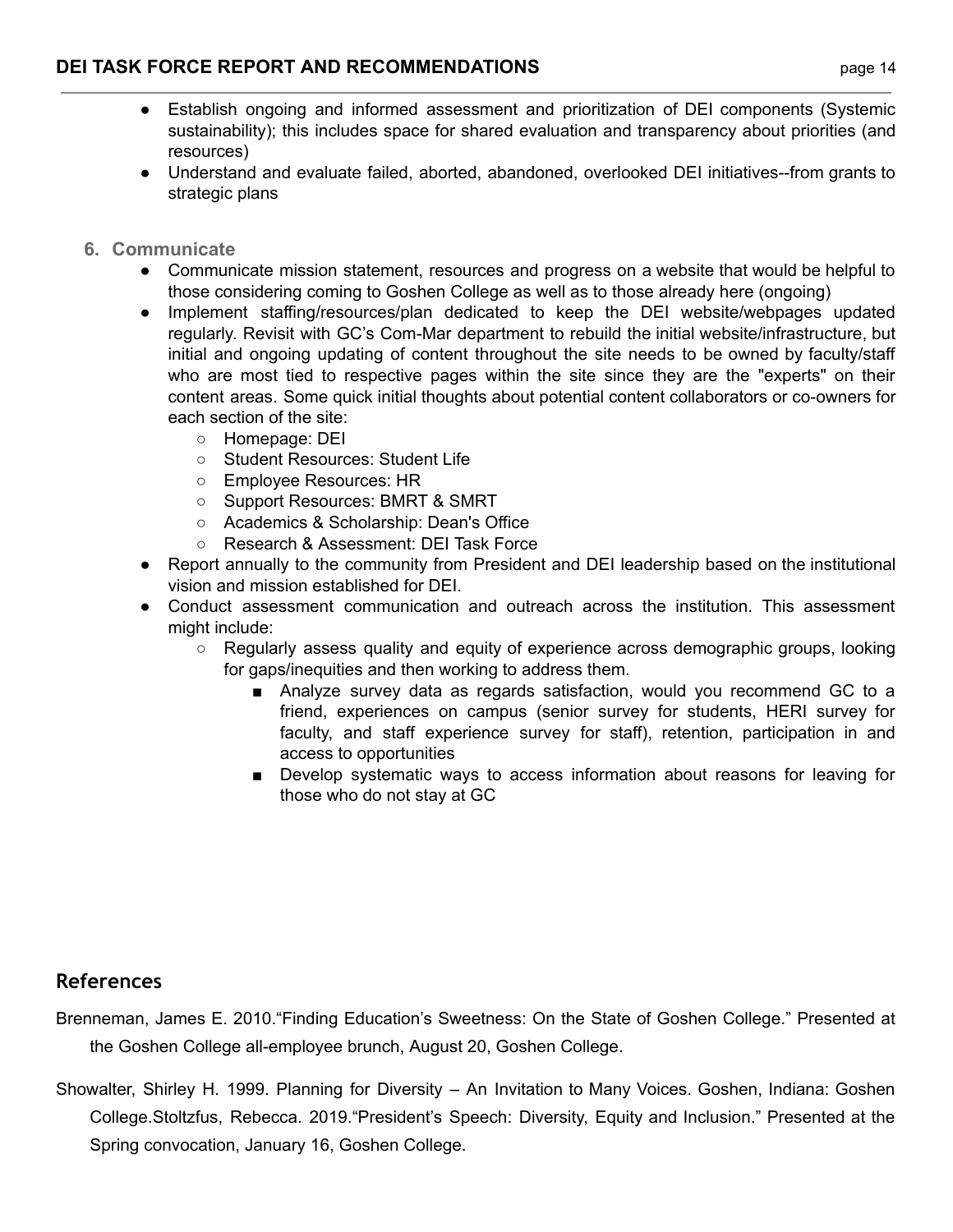- Establish ongoing and informed assessment and prioritization of DEI components (Systemic sustainability); this includes space for shared evaluation and transparency about priorities (and resources)
- Understand and evaluate failed, aborted, abandoned, overlooked DEI initiatives--from grants to strategic plans

6. **Communicate**
   - Communicate mission statement, resources and progress on a website that would be helpful to those considering coming to Goshen College as well as to those already here (ongoing)
   - Implement staffing/resources/plan dedicated to keep the DEI website/webpages updated regularly. Revisit with GC's Com-Mar department to rebuild the initial website/infrastructure, but initial and ongoing updating of content throughout the site needs to be owned by faculty/staff who are most tied to respective pages within the site since they are the "experts" on their content areas. Some quick initial thoughts about potential content collaborators or co-owners for each section of the site:
     - Homepage: DEI
     - Student Resources: Student Life
     - Employee Resources: HR
     - Support Resources: BMRT & SMRT
     - Academics & Scholarship: Dean's Office
     - Research & Assessment: DEI Task Force
   - Report annually to the community from President and DEI leadership based on the institutional vision and mission established for DEI.
   - Conduct assessment communication and outreach across the institution. This assessment might include:
     - Regularly assess quality and equity of experience across demographic groups, looking for gaps/inequities and then working to address them.
       - Analyze survey data as regards satisfaction, would you recommend GC to a friend, experiences on campus (senior survey for students, HERI survey for faculty, and staff experience survey for staff), retention, participation in and access to opportunities
       - Develop systematic ways to access information about reasons for leaving for those who do not stay at GC

## References

Brenneman, James E. 2010."Finding Education's Sweetness: On the State of Goshen College." Presented at the Goshen College all-employee brunch, August 20, Goshen College.

Showalter, Shirley H. 1999. Planning for Diversity – An Invitation to Many Voices. Goshen, Indiana: Goshen College.Stoltzfus, Rebecca. 2019."President's Speech: Diversity, Equity and Inclusion." Presented at the Spring convocation, January 16, Goshen College.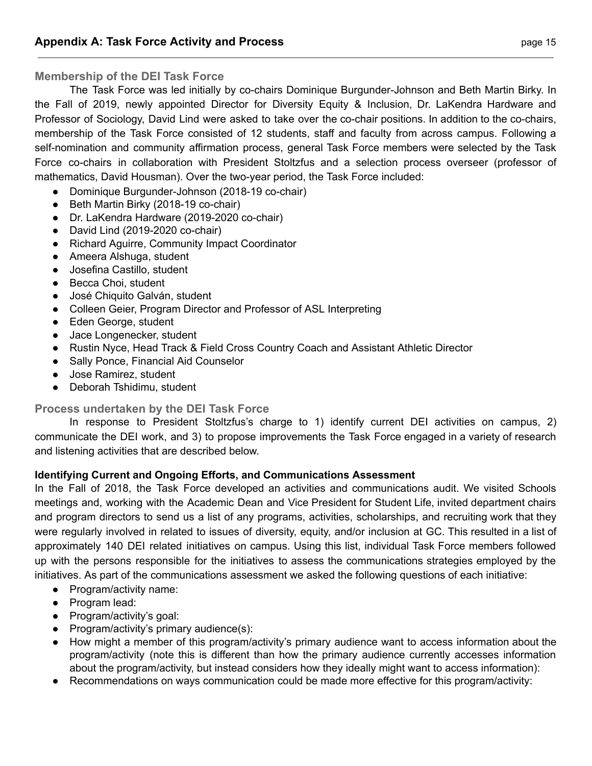## Appendix A: Task Force Activity and Process

### Membership of the DEI Task Force

The Task Force was led initially by co-chairs Dominique Burgunder-Johnson and Beth Martin Birky. In the Fall of 2019, newly appointed Director for Diversity Equity & Inclusion, Dr. LaKendra Hardware and Professor of Sociology, David Lind were asked to take over the co-chair positions. In addition to the co-chairs, membership of the Task Force consisted of 12 students, staff and faculty from across campus. Following a self-nomination and community affirmation process, general Task Force members were selected by the Task Force co-chairs in collaboration with President Stoltzfus and a selection process overseer (professor of mathematics, David Housman). Over the two-year period, the Task Force included:

- Dominique Burgunder-Johnson (2018-19 co-chair)
- Beth Martin Birky (2018-19 co-chair)
- Dr. LaKendra Hardware (2019-2020 co-chair)
- David Lind (2019-2020 co-chair)
- Richard Aguirre, Community Impact Coordinator
- Ameera Alshuga, student
- Josefina Castillo, student
- Becca Choi, student
- José Chiquito Galván, student
- Colleen Geier, Program Director and Professor of ASL Interpreting
- Eden George, student
- Jace Longenecker, student
- Rustin Nyce, Head Track & Field Cross Country Coach and Assistant Athletic Director
- Sally Ponce, Financial Aid Counselor
- Jose Ramirez, student
- Deborah Tshidimu, student

### Process undertaken by the DEI Task Force

In response to President Stoltzfus's charge to 1) identify current DEI activities on campus, 2) communicate the DEI work, and 3) to propose improvements the Task Force engaged in a variety of research and listening activities that are described below.

**Identifying Current and Ongoing Efforts, and Communications Assessment**

In the Fall of 2018, the Task Force developed an activities and communications audit. We visited Schools meetings and, working with the Academic Dean and Vice President for Student Life, invited department chairs and program directors to send us a list of any programs, activities, scholarships, and recruiting work that they were regularly involved in related to issues of diversity, equity, and/or inclusion at GC. This resulted in a list of approximately 140 DEI related initiatives on campus. Using this list, individual Task Force members followed up with the persons responsible for the initiatives to assess the communications strategies employed by the initiatives. As part of the communications assessment we asked the following questions of each initiative:

- Program/activity name:
- Program lead:
- Program/activity's goal:
- Program/activity's primary audience(s):
- How might a member of this program/activity's primary audience want to access information about the program/activity (note this is different than how the primary audience currently accesses information about the program/activity, but instead considers how they ideally might want to access information):
- Recommendations on ways communication could be made more effective for this program/activity: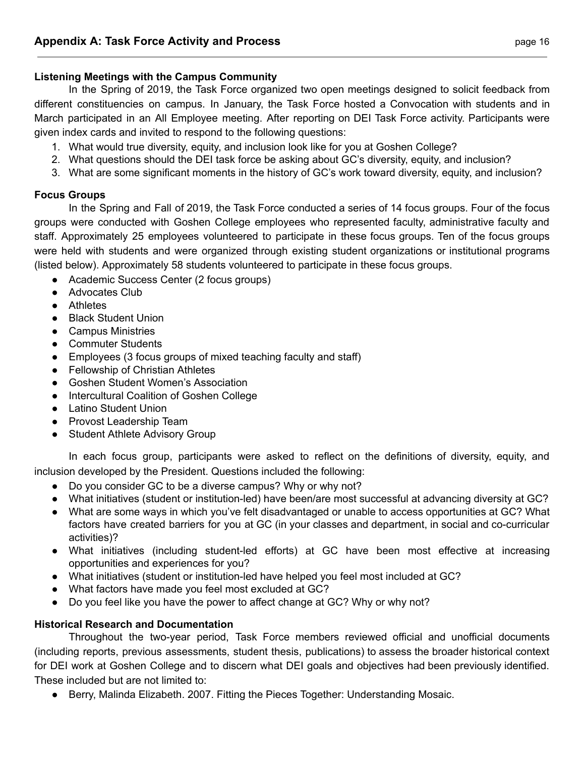## Appendix A: Task Force Activity and Process

**Listening Meetings with the Campus Community**

In the Spring of 2019, the Task Force organized two open meetings designed to solicit feedback from different constituencies on campus. In January, the Task Force hosted a Convocation with students and in March participated in an All Employee meeting. After reporting on DEI Task Force activity. Participants were given index cards and invited to respond to the following questions:

1. What would true diversity, equity, and inclusion look like for you at Goshen College?
2. What questions should the DEI task force be asking about GC's diversity, equity, and inclusion?
3. What are some significant moments in the history of GC's work toward diversity, equity, and inclusion?

**Focus Groups**

In the Spring and Fall of 2019, the Task Force conducted a series of 14 focus groups. Four of the focus groups were conducted with Goshen College employees who represented faculty, administrative faculty and staff. Approximately 25 employees volunteered to participate in these focus groups. Ten of the focus groups were held with students and were organized through existing student organizations or institutional programs (listed below). Approximately 58 students volunteered to participate in these focus groups.

- Academic Success Center (2 focus groups)
- Advocates Club
- Athletes
- Black Student Union
- Campus Ministries
- Commuter Students
- Employees (3 focus groups of mixed teaching faculty and staff)
- Fellowship of Christian Athletes
- Goshen Student Women's Association
- Intercultural Coalition of Goshen College
- Latino Student Union
- Provost Leadership Team
- Student Athlete Advisory Group

In each focus group, participants were asked to reflect on the definitions of diversity, equity, and inclusion developed by the President. Questions included the following:

- Do you consider GC to be a diverse campus? Why or why not?
- What initiatives (student or institution-led) have been/are most successful at advancing diversity at GC?
- What are some ways in which you've felt disadvantaged or unable to access opportunities at GC? What factors have created barriers for you at GC (in your classes and department, in social and co-curricular activities)?
- What initiatives (including student-led efforts) at GC have been most effective at increasing opportunities and experiences for you?
- What initiatives (student or institution-led have helped you feel most included at GC?
- What factors have made you feel most excluded at GC?
- Do you feel like you have the power to affect change at GC? Why or why not?

**Historical Research and Documentation**

Throughout the two-year period, Task Force members reviewed official and unofficial documents (including reports, previous assessments, student thesis, publications) to assess the broader historical context for DEI work at Goshen College and to discern what DEI goals and objectives had been previously identified. These included but are not limited to:

- Berry, Malinda Elizabeth. 2007. Fitting the Pieces Together: Understanding Mosaic.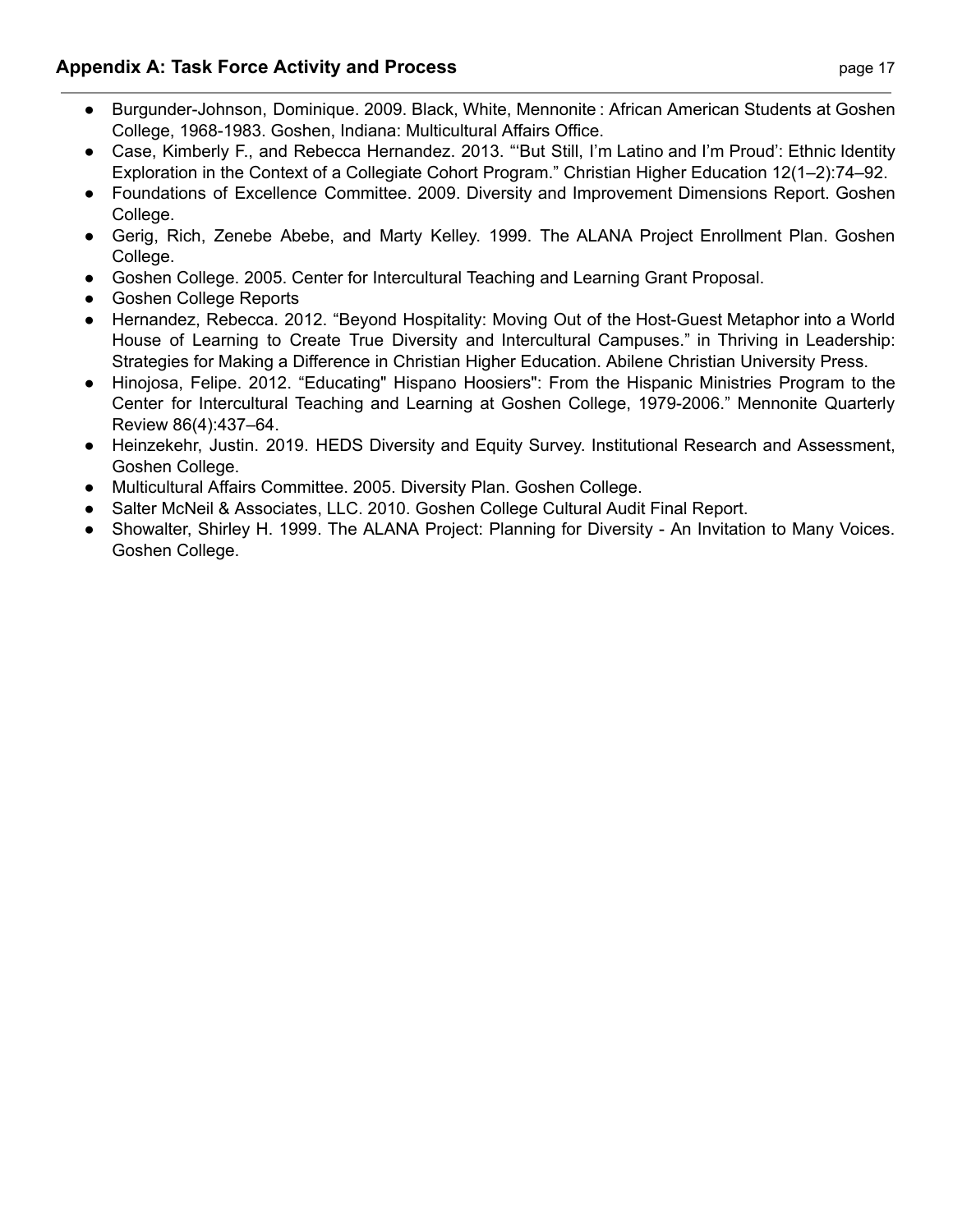- Burgunder-Johnson, Dominique. 2009. Black, White, Mennonite : African American Students at Goshen College, 1968-1983. Goshen, Indiana: Multicultural Affairs Office.
- Case, Kimberly F., and Rebecca Hernandez. 2013. "'But Still, I'm Latino and I'm Proud': Ethnic Identity Exploration in the Context of a Collegiate Cohort Program." Christian Higher Education 12(1–2):74–92.
- Foundations of Excellence Committee. 2009. Diversity and Improvement Dimensions Report. Goshen College.
- Gerig, Rich, Zenebe Abebe, and Marty Kelley. 1999. The ALANA Project Enrollment Plan. Goshen College.
- Goshen College. 2005. Center for Intercultural Teaching and Learning Grant Proposal.
- Goshen College Reports
- Hernandez, Rebecca. 2012. "Beyond Hospitality: Moving Out of the Host-Guest Metaphor into a World House of Learning to Create True Diversity and Intercultural Campuses." in Thriving in Leadership: Strategies for Making a Difference in Christian Higher Education. Abilene Christian University Press.
- Hinojosa, Felipe. 2012. "Educating" Hispano Hoosiers": From the Hispanic Ministries Program to the Center for Intercultural Teaching and Learning at Goshen College, 1979-2006." Mennonite Quarterly Review 86(4):437–64.
- Heinzekehr, Justin. 2019. HEDS Diversity and Equity Survey. Institutional Research and Assessment, Goshen College.
- Multicultural Affairs Committee. 2005. Diversity Plan. Goshen College.
- Salter McNeil & Associates, LLC. 2010. Goshen College Cultural Audit Final Report.
- Showalter, Shirley H. 1999. The ALANA Project: Planning for Diversity - An Invitation to Many Voices. Goshen College.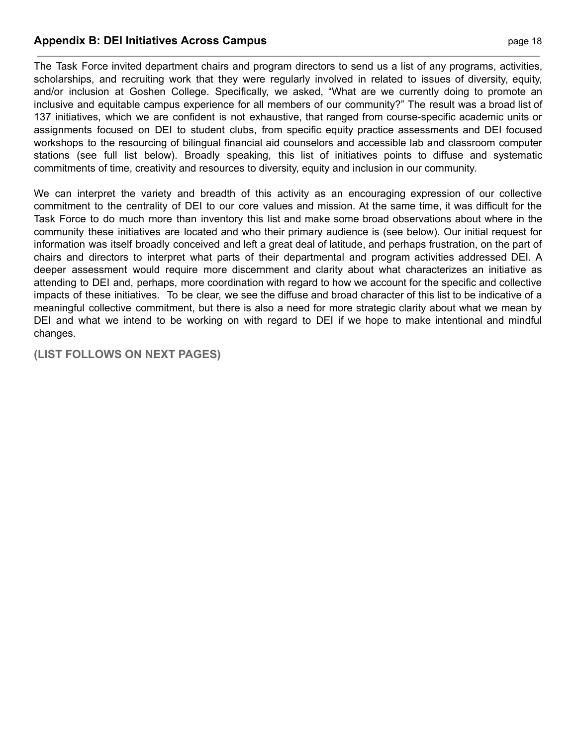## Appendix B: DEI Initiatives Across Campus

The Task Force invited department chairs and program directors to send us a list of any programs, activities, scholarships, and recruiting work that they were regularly involved in related to issues of diversity, equity, and/or inclusion at Goshen College. Specifically, we asked, "What are we currently doing to promote an inclusive and equitable campus experience for all members of our community?" The result was a broad list of 137 initiatives, which we are confident is not exhaustive, that ranged from course-specific academic units or assignments focused on DEI to student clubs, from specific equity practice assessments and DEI focused workshops to the resourcing of bilingual financial aid counselors and accessible lab and classroom computer stations (see full list below). Broadly speaking, this list of initiatives points to diffuse and systematic commitments of time, creativity and resources to diversity, equity and inclusion in our community.

We can interpret the variety and breadth of this activity as an encouraging expression of our collective commitment to the centrality of DEI to our core values and mission. At the same time, it was difficult for the Task Force to do much more than inventory this list and make some broad observations about where in the community these initiatives are located and who their primary audience is (see below). Our initial request for information was itself broadly conceived and left a great deal of latitude, and perhaps frustration, on the part of chairs and directors to interpret what parts of their departmental and program activities addressed DEI. A deeper assessment would require more discernment and clarity about what characterizes an initiative as attending to DEI and, perhaps, more coordination with regard to how we account for the specific and collective impacts of these initiatives. To be clear, we see the diffuse and broad character of this list to be indicative of a meaningful collective commitment, but there is also a need for more strategic clarity about what we mean by DEI and what we intend to be working on with regard to DEI if we hope to make intentional and mindful changes.

**(LIST FOLLOWS ON NEXT PAGES)**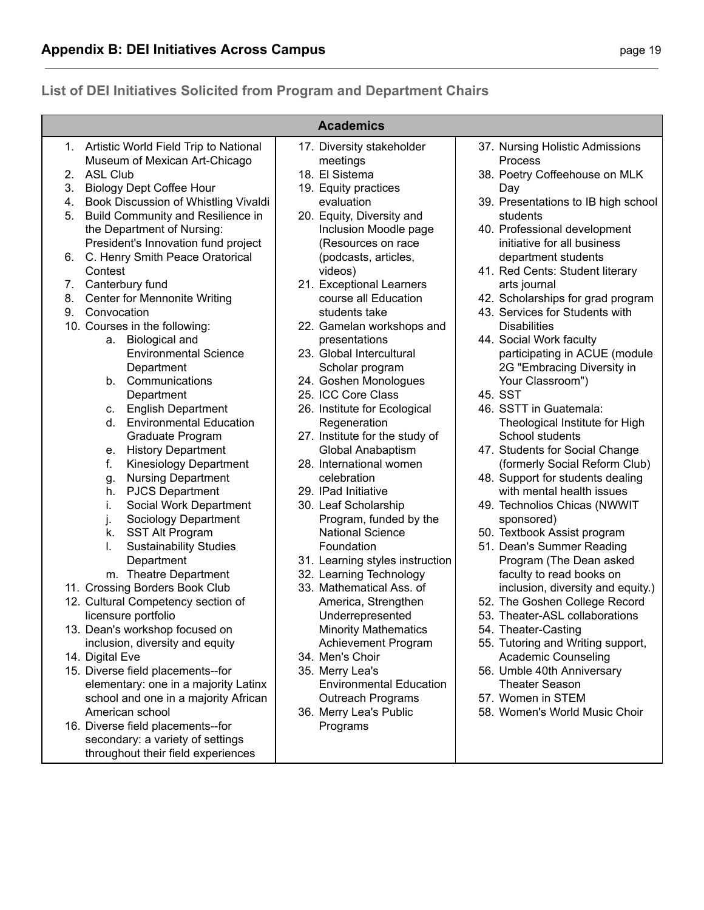## Appendix B: DEI Initiatives Across Campus

### List of DEI Initiatives Solicited from Program and Department Chairs

**Academics**

1. Artistic World Field Trip to National Museum of Mexican Art-Chicago
2. ASL Club
3. Biology Dept Coffee Hour
4. Book Discussion of Whistling Vivaldi
5. Build Community and Resilience in the Department of Nursing: President's Innovation fund project
6. C. Henry Smith Peace Oratorical Contest
7. Canterbury fund
8. Center for Mennonite Writing
9. Convocation
10. Courses in the following:
    a. Biological and Environmental Science Department
    b. Communications Department
    c. English Department
    d. Environmental Education Graduate Program
    e. History Department
    f. Kinesiology Department
    g. Nursing Department
    h. PJCS Department
    i. Social Work Department
    j. Sociology Department
    k. SST Alt Program
    l. Sustainability Studies Department
    m. Theatre Department
11. Crossing Borders Book Club
12. Cultural Competency section of licensure portfolio
13. Dean's workshop focused on inclusion, diversity and equity
14. Digital Eve
15. Diverse field placements--for elementary: one in a majority Latinx school and one in a majority African American school
16. Diverse field placements--for secondary: a variety of settings throughout their field experiences
17. Diversity stakeholder meetings
18. El Sistema
19. Equity practices evaluation
20. Equity, Diversity and Inclusion Moodle page (Resources on race (podcasts, articles, videos)
21. Exceptional Learners course all Education students take
22. Gamelan workshops and presentations
23. Global Intercultural Scholar program
24. Goshen Monologues
25. ICC Core Class
26. Institute for Ecological Regeneration
27. Institute for the study of Global Anabaptism
28. International women celebration
29. IPad Initiative
30. Leaf Scholarship Program, funded by the National Science Foundation
31. Learning styles instruction
32. Learning Technology
33. Mathematical Ass. of America, Strengthen Underrepresented Minority Mathematics Achievement Program
34. Men's Choir
35. Merry Lea's Environmental Education Outreach Programs
36. Merry Lea's Public Programs
37. Nursing Holistic Admissions Process
38. Poetry Coffeehouse on MLK Day
39. Presentations to IB high school students
40. Professional development initiative for all business department students
41. Red Cents: Student literary arts journal
42. Scholarships for grad program
43. Services for Students with Disabilities
44. Social Work faculty participating in ACUE (module 2G "Embracing Diversity in Your Classroom")
45. SST
46. SSTT in Guatemala: Theological Institute for High School students
47. Students for Social Change (formerly Social Reform Club)
48. Support for students dealing with mental health issues
49. Technolios Chicas (NWWIT sponsored)
50. Textbook Assist program
51. Dean's Summer Reading Program (The Dean asked faculty to read books on inclusion, diversity and equity.)
52. The Goshen College Record
53. Theater-ASL collaborations
54. Theater-Casting
55. Tutoring and Writing support, Academic Counseling
56. Umble 40th Anniversary Theater Season
57. Women in STEM
58. Women's World Music Choir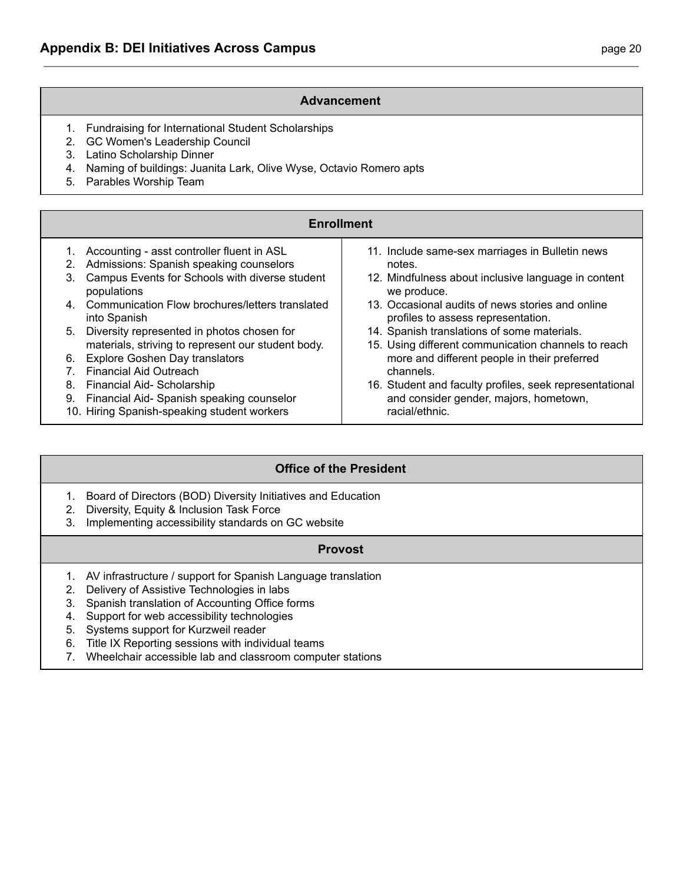## Appendix B: DEI Initiatives Across Campus

### Advancement

1. Fundraising for International Student Scholarships
2. GC Women's Leadership Council
3. Latino Scholarship Dinner
4. Naming of buildings: Juanita Lark, Olive Wyse, Octavio Romero apts
5. Parables Worship Team

### Enrollment

1. Accounting - asst controller fluent in ASL
2. Admissions: Spanish speaking counselors
3. Campus Events for Schools with diverse student populations
4. Communication Flow brochures/letters translated into Spanish
5. Diversity represented in photos chosen for materials, striving to represent our student body.
6. Explore Goshen Day translators
7. Financial Aid Outreach
8. Financial Aid- Scholarship
9. Financial Aid- Spanish speaking counselor
10. Hiring Spanish-speaking student workers
11. Include same-sex marriages in Bulletin news notes.
12. Mindfulness about inclusive language in content we produce.
13. Occasional audits of news stories and online profiles to assess representation.
14. Spanish translations of some materials.
15. Using different communication channels to reach more and different people in their preferred channels.
16. Student and faculty profiles, seek representational and consider gender, majors, hometown, racial/ethnic.

### Office of the President

1. Board of Directors (BOD) Diversity Initiatives and Education
2. Diversity, Equity & Inclusion Task Force
3. Implementing accessibility standards on GC website

### Provost

1. AV infrastructure / support for Spanish Language translation
2. Delivery of Assistive Technologies in labs
3. Spanish translation of Accounting Office forms
4. Support for web accessibility technologies
5. Systems support for Kurzweil reader
6. Title IX Reporting sessions with individual teams
7. Wheelchair accessible lab and classroom computer stations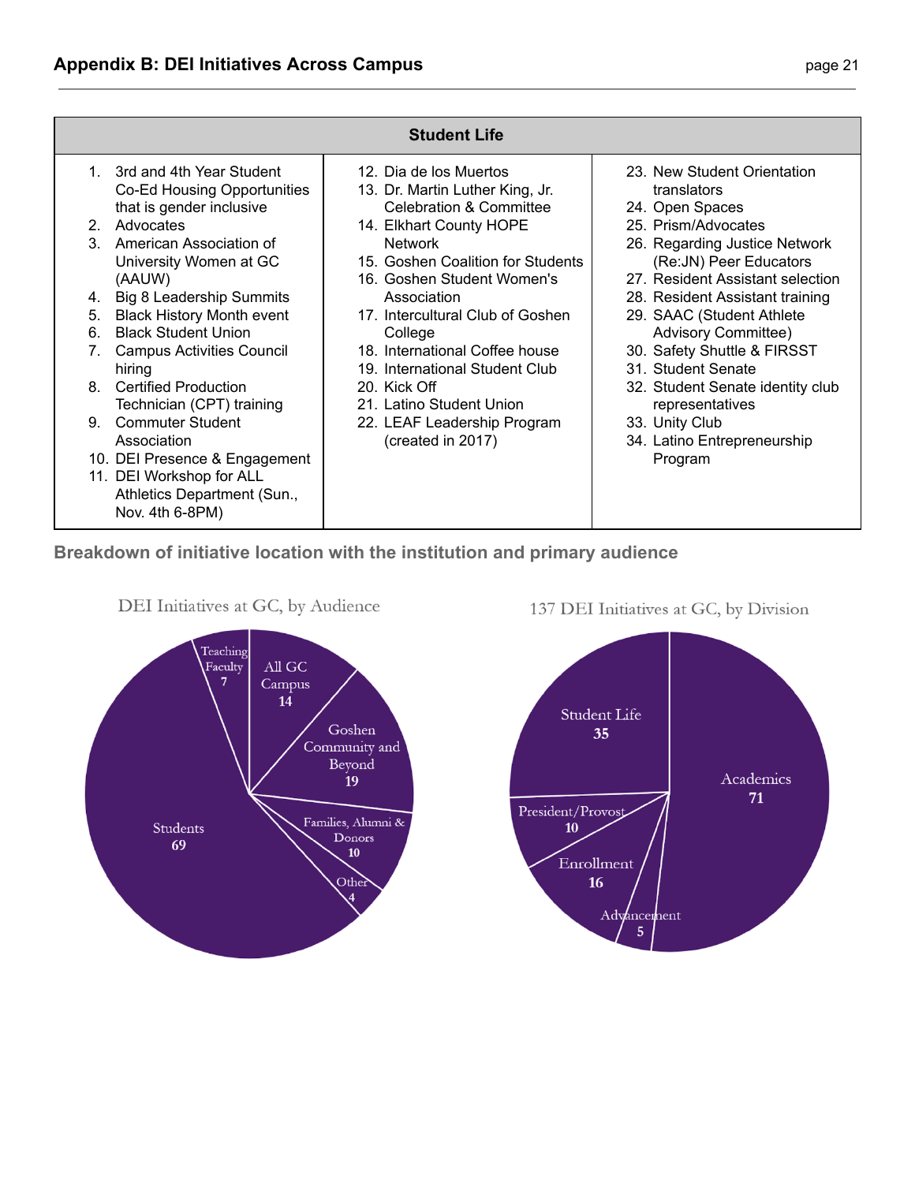## Appendix B: DEI Initiatives Across Campus

| Student Life | | |
|---|---|---|
| 1. 3rd and 4th Year Student Co-Ed Housing Opportunities that is gender inclusive<br>2. Advocates<br>3. American Association of University Women at GC (AAUW)<br>4. Big 8 Leadership Summits<br>5. Black History Month event<br>6. Black Student Union<br>7. Campus Activities Council hiring<br>8. Certified Production Technician (CPT) training<br>9. Commuter Student Association<br>10. DEI Presence & Engagement<br>11. DEI Workshop for ALL Athletics Department (Sun., Nov. 4th 6-8PM) | 12. Dia de los Muertos<br>13. Dr. Martin Luther King, Jr. Celebration & Committee<br>14. Elkhart County HOPE Network<br>15. Goshen Coalition for Students<br>16. Goshen Student Women's Association<br>17. Intercultural Club of Goshen College<br>18. International Coffee house<br>19. International Student Club<br>20. Kick Off<br>21. Latino Student Union<br>22. LEAF Leadership Program (created in 2017) | 23. New Student Orientation translators<br>24. Open Spaces<br>25. Prism/Advocates<br>26. Regarding Justice Network (Re:JN) Peer Educators<br>27. Resident Assistant selection<br>28. Resident Assistant training<br>29. SAAC (Student Athlete Advisory Committee)<br>30. Safety Shuttle & FIRSST<br>31. Student Senate<br>32. Student Senate identity club representatives<br>33. Unity Club<br>34. Latino Entrepreneurship Program |

### Breakdown of initiative location with the institution and primary audience

**DEI Initiatives at GC, by Audience**

| Audience | Count |
|---|---|
| Students | 69 |
| Goshen Community and Beyond | 19 |
| All GC Campus | 14 |
| Families, Alumni & Donors | 10 |
| Teaching Faculty | 7 |
| Other | 4 |

**137 DEI Initiatives at GC, by Division**

| Division | Count |
|---|---|
| Academics | 71 |
| Student Life | 35 |
| Enrollment | 16 |
| President/Provost | 10 |
| Advancement | 5 |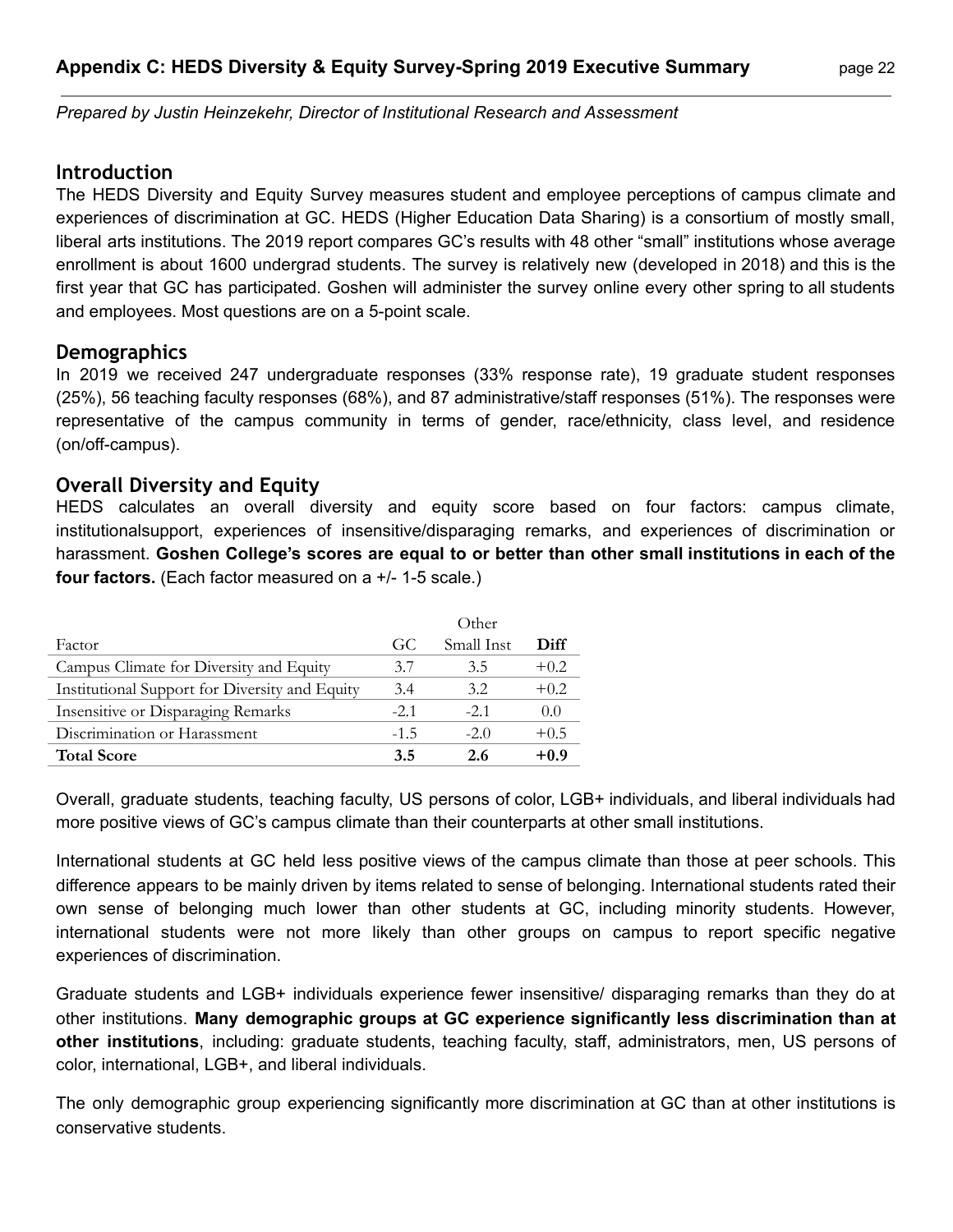# Appendix C: HEDS Diversity & Equity Survey-Spring 2019 Executive Summary

*Prepared by Justin Heinzekehr, Director of Institutional Research and Assessment*

## Introduction

The HEDS Diversity and Equity Survey measures student and employee perceptions of campus climate and experiences of discrimination at GC. HEDS (Higher Education Data Sharing) is a consortium of mostly small, liberal arts institutions. The 2019 report compares GC's results with 48 other "small" institutions whose average enrollment is about 1600 undergrad students. The survey is relatively new (developed in 2018) and this is the first year that GC has participated. Goshen will administer the survey online every other spring to all students and employees. Most questions are on a 5-point scale.

## Demographics

In 2019 we received 247 undergraduate responses (33% response rate), 19 graduate student responses (25%), 56 teaching faculty responses (68%), and 87 administrative/staff responses (51%). The responses were representative of the campus community in terms of gender, race/ethnicity, class level, and residence (on/off-campus).

## Overall Diversity and Equity

HEDS calculates an overall diversity and equity score based on four factors: campus climate, institutionalsupport, experiences of insensitive/disparaging remarks, and experiences of discrimination or harassment. **Goshen College's scores are equal to or better than other small institutions in each of the four factors.** (Each factor measured on a +/- 1-5 scale.)

| Factor | GC | Other Small Inst | **Diff** |
|---|---|---|---|
| Campus Climate for Diversity and Equity | 3.7 | 3.5 | +0.2 |
| Institutional Support for Diversity and Equity | 3.4 | 3.2 | +0.2 |
| Insensitive or Disparaging Remarks | -2.1 | -2.1 | 0.0 |
| Discrimination or Harassment | -1.5 | -2.0 | +0.5 |
| **Total Score** | **3.5** | **2.6** | **+0.9** |

Overall, graduate students, teaching faculty, US persons of color, LGB+ individuals, and liberal individuals had more positive views of GC's campus climate than their counterparts at other small institutions.

International students at GC held less positive views of the campus climate than those at peer schools. This difference appears to be mainly driven by items related to sense of belonging. International students rated their own sense of belonging much lower than other students at GC, including minority students. However, international students were not more likely than other groups on campus to report specific negative experiences of discrimination.

Graduate students and LGB+ individuals experience fewer insensitive/ disparaging remarks than they do at other institutions. **Many demographic groups at GC experience significantly less discrimination than at other institutions**, including: graduate students, teaching faculty, staff, administrators, men, US persons of color, international, LGB+, and liberal individuals.

The only demographic group experiencing significantly more discrimination at GC than at other institutions is conservative students.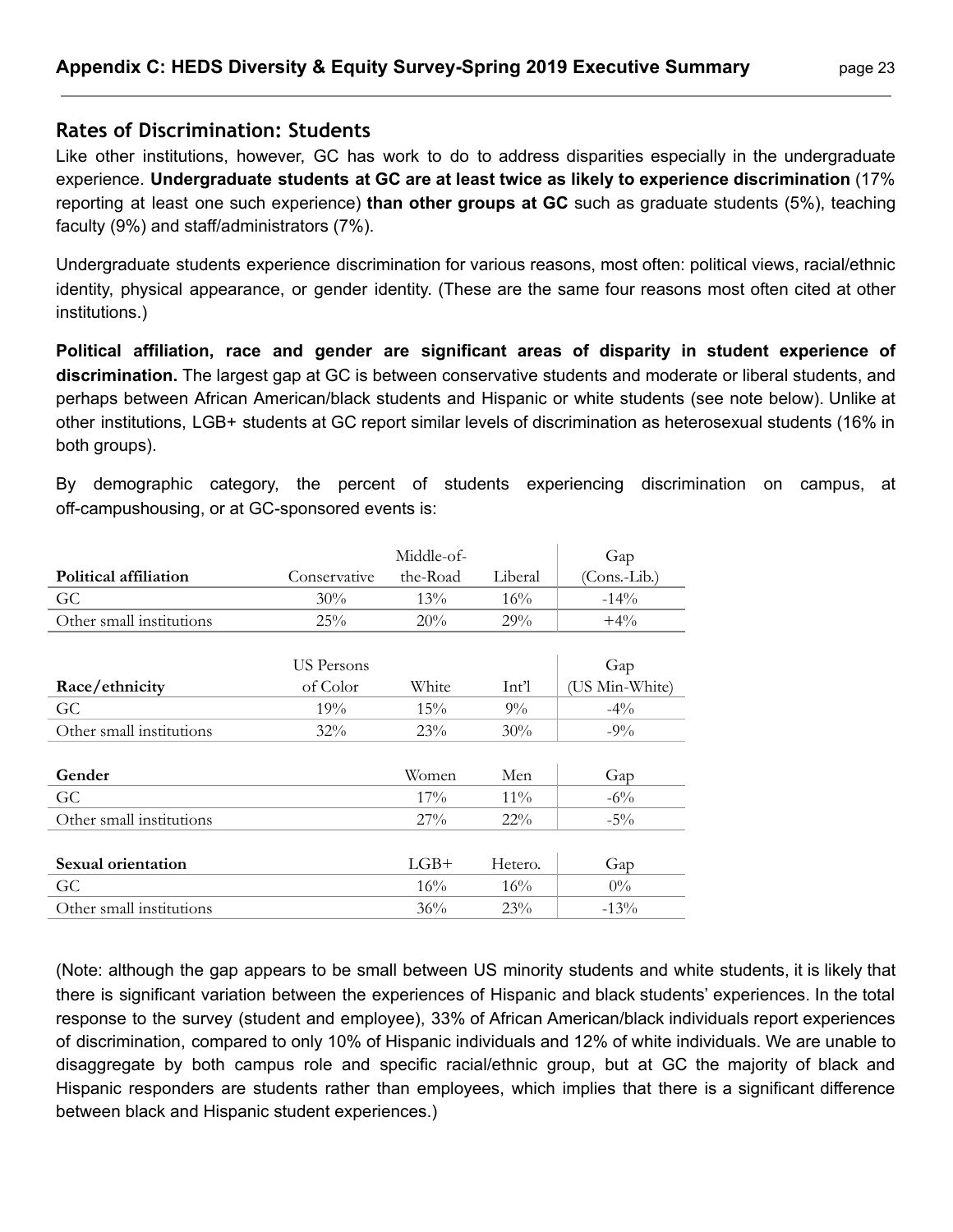## Rates of Discrimination: Students

Like other institutions, however, GC has work to do to address disparities especially in the undergraduate experience. **Undergraduate students at GC are at least twice as likely to experience discrimination** (17% reporting at least one such experience) **than other groups at GC** such as graduate students (5%), teaching faculty (9%) and staff/administrators (7%).

Undergraduate students experience discrimination for various reasons, most often: political views, racial/ethnic identity, physical appearance, or gender identity. (These are the same four reasons most often cited at other institutions.)

**Political affiliation, race and gender are significant areas of disparity in student experience of discrimination.** The largest gap at GC is between conservative students and moderate or liberal students, and perhaps between African American/black students and Hispanic or white students (see note below). Unlike at other institutions, LGB+ students at GC report similar levels of discrimination as heterosexual students (16% in both groups).

By demographic category, the percent of students experiencing discrimination on campus, at off-campushousing, or at GC-sponsored events is:

| Political affiliation | Conservative | Middle-of-the-Road | Liberal | Gap (Cons.-Lib.) |
|---|---|---|---|---|
| GC | 30% | 13% | 16% | -14% |
| Other small institutions | 25% | 20% | 29% | +4% |

| Race/ethnicity | US Persons of Color | White | Int'l | Gap (US Min-White) |
|---|---|---|---|---|
| GC | 19% | 15% | 9% | -4% |
| Other small institutions | 32% | 23% | 30% | -9% |

| Gender | Women | Men | Gap |
|---|---|---|---|
| GC | 17% | 11% | -6% |
| Other small institutions | 27% | 22% | -5% |

| Sexual orientation | LGB+ | Hetero. | Gap |
|---|---|---|---|
| GC | 16% | 16% | 0% |
| Other small institutions | 36% | 23% | -13% |

(Note: although the gap appears to be small between US minority students and white students, it is likely that there is significant variation between the experiences of Hispanic and black students' experiences. In the total response to the survey (student and employee), 33% of African American/black individuals report experiences of discrimination, compared to only 10% of Hispanic individuals and 12% of white individuals. We are unable to disaggregate by both campus role and specific racial/ethnic group, but at GC the majority of black and Hispanic responders are students rather than employees, which implies that there is a significant difference between black and Hispanic student experiences.)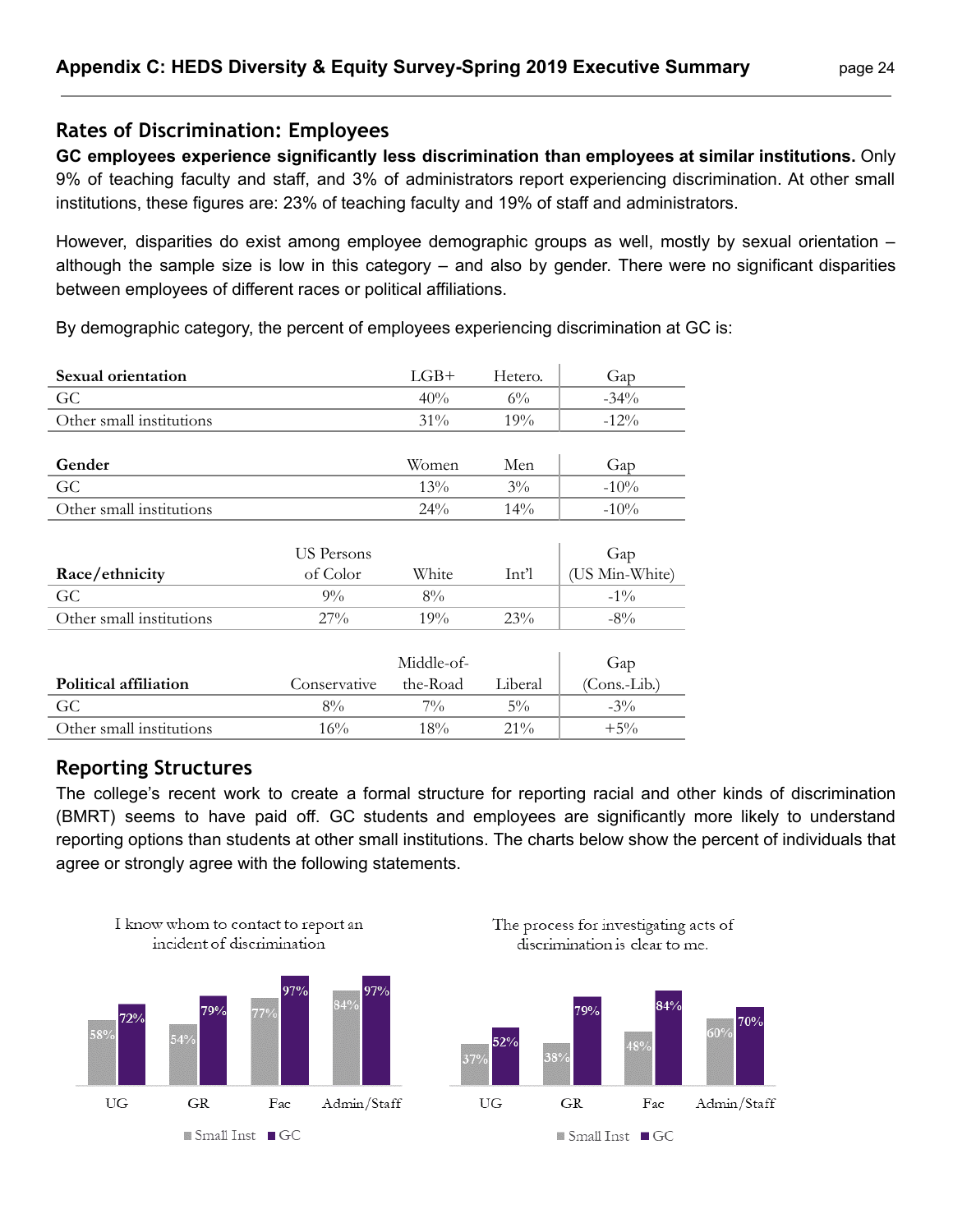## Rates of Discrimination: Employees

**GC employees experience significantly less discrimination than employees at similar institutions.** Only 9% of teaching faculty and staff, and 3% of administrators report experiencing discrimination. At other small institutions, these figures are: 23% of teaching faculty and 19% of staff and administrators.

However, disparities do exist among employee demographic groups as well, mostly by sexual orientation – although the sample size is low in this category – and also by gender. There were no significant disparities between employees of different races or political affiliations.

By demographic category, the percent of employees experiencing discrimination at GC is:

| **Sexual orientation** | LGB+ | Hetero. | Gap |
|---|---|---|---|
| GC | 40% | 6% | -34% |
| Other small institutions | 31% | 19% | -12% |

| **Gender** | Women | Men | Gap |
|---|---|---|---|
| GC | 13% | 3% | -10% |
| Other small institutions | 24% | 14% | -10% |

| **Race/ethnicity** | US Persons of Color | White | Int'l | Gap (US Min-White) |
|---|---|---|---|---|
| GC | 9% | 8% | | -1% |
| Other small institutions | 27% | 19% | 23% | -8% |

| **Political affiliation** | Conservative | Middle-of-the-Road | Liberal | Gap (Cons.-Lib.) |
|---|---|---|---|---|
| GC | 8% | 7% | 5% | -3% |
| Other small institutions | 16% | 18% | 21% | +5% |

## Reporting Structures

The college's recent work to create a formal structure for reporting racial and other kinds of discrimination (BMRT) seems to have paid off. GC students and employees are significantly more likely to understand reporting options than students at other small institutions. The charts below show the percent of individuals that agree or strongly agree with the following statements.

I know whom to contact to report an incident of discrimination

| | UG | GR | Fac | Admin/Staff |
|---|---|---|---|---|
| Small Inst | 58% | 54% | 77% | 84% |
| GC | 72% | 79% | 97% | 97% |

The process for investigating acts of discrimination is clear to me.

| | UG | GR | Fac | Admin/Staff |
|---|---|---|---|---|
| Small Inst | 37% | 38% | 48% | 60% |
| GC | 52% | 79% | 84% | 70% |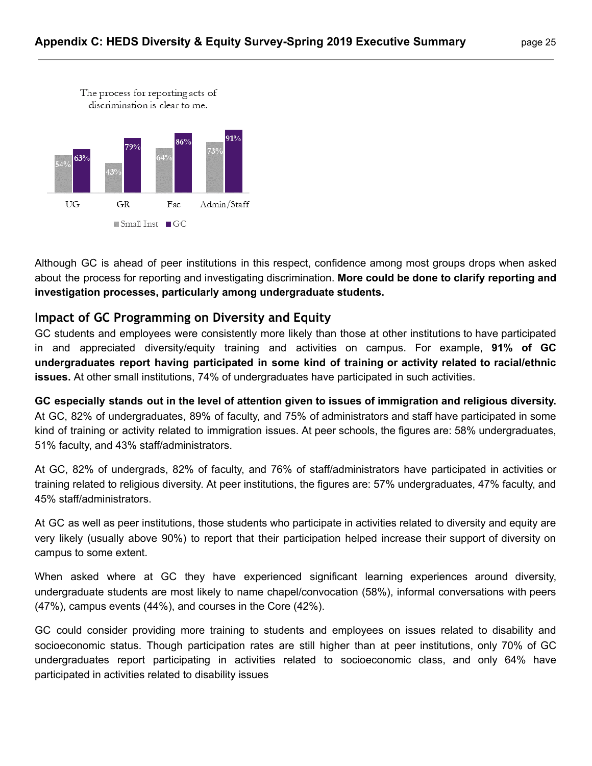The process for reporting acts of discrimination is clear to me.

| | UG | GR | Fac | Admin/Staff |
|---|---|---|---|---|
| Small Inst | 54% | 43% | 64% | 73% |
| GC | 63% | 79% | 86% | 91% |

Although GC is ahead of peer institutions in this respect, confidence among most groups drops when asked about the process for reporting and investigating discrimination. **More could be done to clarify reporting and investigation processes, particularly among undergraduate students.**

## Impact of GC Programming on Diversity and Equity

GC students and employees were consistently more likely than those at other institutions to have participated in and appreciated diversity/equity training and activities on campus. For example, **91% of GC undergraduates report having participated in some kind of training or activity related to racial/ethnic issues.** At other small institutions, 74% of undergraduates have participated in such activities.

**GC especially stands out in the level of attention given to issues of immigration and religious diversity.** At GC, 82% of undergraduates, 89% of faculty, and 75% of administrators and staff have participated in some kind of training or activity related to immigration issues. At peer schools, the figures are: 58% undergraduates, 51% faculty, and 43% staff/administrators.

At GC, 82% of undergrads, 82% of faculty, and 76% of staff/administrators have participated in activities or training related to religious diversity. At peer institutions, the figures are: 57% undergraduates, 47% faculty, and 45% staff/administrators.

At GC as well as peer institutions, those students who participate in activities related to diversity and equity are very likely (usually above 90%) to report that their participation helped increase their support of diversity on campus to some extent.

When asked where at GC they have experienced significant learning experiences around diversity, undergraduate students are most likely to name chapel/convocation (58%), informal conversations with peers (47%), campus events (44%), and courses in the Core (42%).

GC could consider providing more training to students and employees on issues related to disability and socioeconomic status. Though participation rates are still higher than at peer institutions, only 70% of GC undergraduates report participating in activities related to socioeconomic class, and only 64% have participated in activities related to disability issues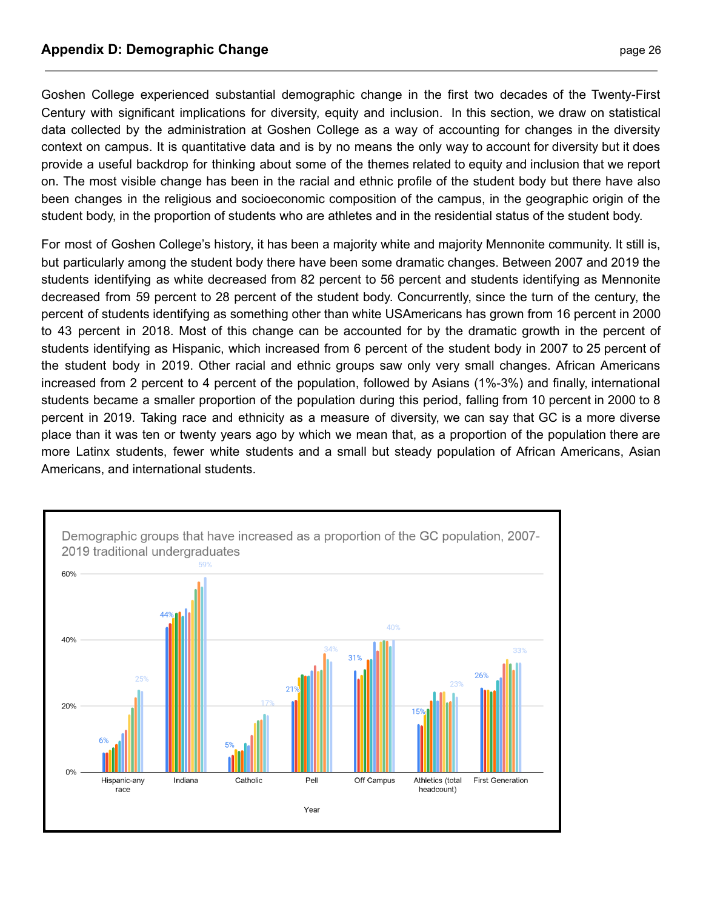## Appendix D: Demographic Change

Goshen College experienced substantial demographic change in the first two decades of the Twenty-First Century with significant implications for diversity, equity and inclusion. In this section, we draw on statistical data collected by the administration at Goshen College as a way of accounting for changes in the diversity context on campus. It is quantitative data and is by no means the only way to account for diversity but it does provide a useful backdrop for thinking about some of the themes related to equity and inclusion that we report on. The most visible change has been in the racial and ethnic profile of the student body but there have also been changes in the religious and socioeconomic composition of the campus, in the geographic origin of the student body, in the proportion of students who are athletes and in the residential status of the student body.

For most of Goshen College's history, it has been a majority white and majority Mennonite community. It still is, but particularly among the student body there have been some dramatic changes. Between 2007 and 2019 the students identifying as white decreased from 82 percent to 56 percent and students identifying as Mennonite decreased from 59 percent to 28 percent of the student body. Concurrently, since the turn of the century, the percent of students identifying as something other than white USAmericans has grown from 16 percent in 2000 to 43 percent in 2018. Most of this change can be accounted for by the dramatic growth in the percent of students identifying as Hispanic, which increased from 6 percent of the student body in 2007 to 25 percent of the student body in 2019. Other racial and ethnic groups saw only very small changes. African Americans increased from 2 percent to 4 percent of the population, followed by Asians (1%-3%) and finally, international students became a smaller proportion of the population during this period, falling from 10 percent in 2000 to 8 percent in 2019. Taking race and ethnicity as a measure of diversity, we can say that GC is a more diverse place than it was ten or twenty years ago by which we mean that, as a proportion of the population there are more Latinx students, fewer white students and a small but steady population of African Americans, Asian Americans, and international students.

Demographic groups that have increased as a proportion of the GC population, 2007-2019 traditional undergraduates

| Group | 2007 | 2019 |
|---|---|---|
| Hispanic-any race | 6% | 25% |
| Indiana | 44% | 59% |
| Catholic | 5% | 17% |
| Pell | 21% | 34% |
| Off Campus | 31% | 40% |
| Athletics (total headcount) | 15% | 23% |
| First Generation | 26% | 33% |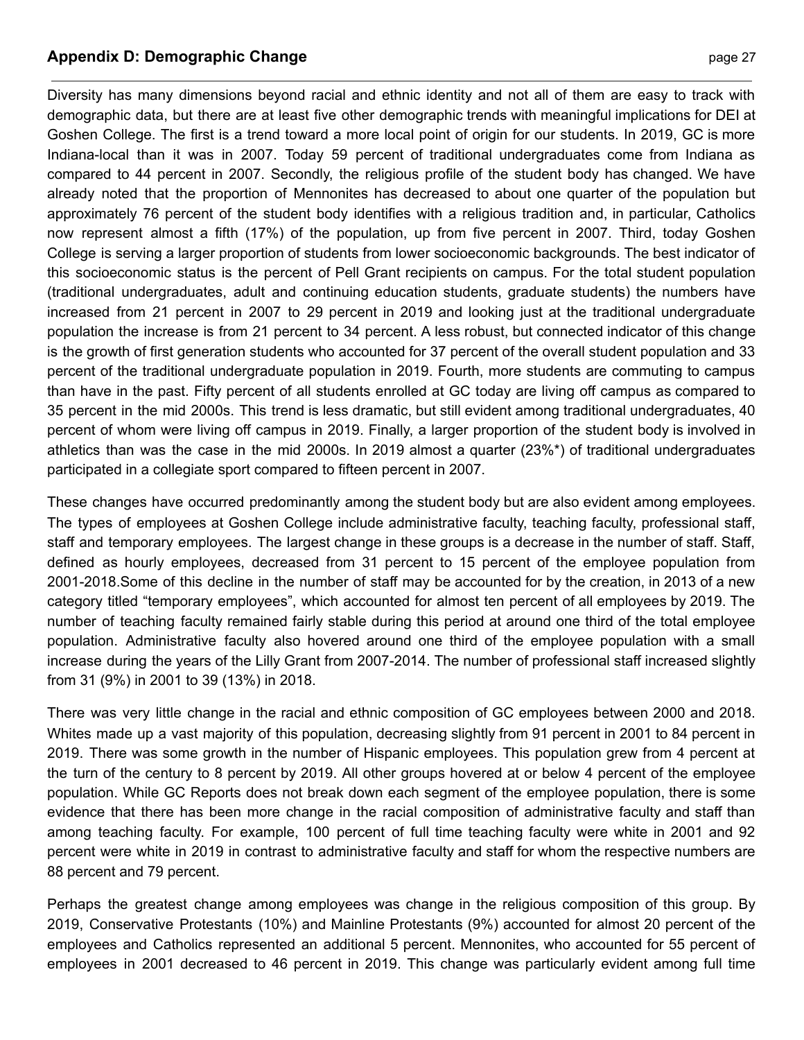## Appendix D: Demographic Change

Diversity has many dimensions beyond racial and ethnic identity and not all of them are easy to track with demographic data, but there are at least five other demographic trends with meaningful implications for DEI at Goshen College. The first is a trend toward a more local point of origin for our students. In 2019, GC is more Indiana-local than it was in 2007. Today 59 percent of traditional undergraduates come from Indiana as compared to 44 percent in 2007. Secondly, the religious profile of the student body has changed. We have already noted that the proportion of Mennonites has decreased to about one quarter of the population but approximately 76 percent of the student body identifies with a religious tradition and, in particular, Catholics now represent almost a fifth (17%) of the population, up from five percent in 2007. Third, today Goshen College is serving a larger proportion of students from lower socioeconomic backgrounds. The best indicator of this socioeconomic status is the percent of Pell Grant recipients on campus. For the total student population (traditional undergraduates, adult and continuing education students, graduate students) the numbers have increased from 21 percent in 2007 to 29 percent in 2019 and looking just at the traditional undergraduate population the increase is from 21 percent to 34 percent. A less robust, but connected indicator of this change is the growth of first generation students who accounted for 37 percent of the overall student population and 33 percent of the traditional undergraduate population in 2019. Fourth, more students are commuting to campus than have in the past. Fifty percent of all students enrolled at GC today are living off campus as compared to 35 percent in the mid 2000s. This trend is less dramatic, but still evident among traditional undergraduates, 40 percent of whom were living off campus in 2019. Finally, a larger proportion of the student body is involved in athletics than was the case in the mid 2000s. In 2019 almost a quarter (23%*) of traditional undergraduates participated in a collegiate sport compared to fifteen percent in 2007.

These changes have occurred predominantly among the student body but are also evident among employees. The types of employees at Goshen College include administrative faculty, teaching faculty, professional staff, staff and temporary employees. The largest change in these groups is a decrease in the number of staff. Staff, defined as hourly employees, decreased from 31 percent to 15 percent of the employee population from 2001-2018.Some of this decline in the number of staff may be accounted for by the creation, in 2013 of a new category titled "temporary employees", which accounted for almost ten percent of all employees by 2019. The number of teaching faculty remained fairly stable during this period at around one third of the total employee population. Administrative faculty also hovered around one third of the employee population with a small increase during the years of the Lilly Grant from 2007-2014. The number of professional staff increased slightly from 31 (9%) in 2001 to 39 (13%) in 2018.

There was very little change in the racial and ethnic composition of GC employees between 2000 and 2018. Whites made up a vast majority of this population, decreasing slightly from 91 percent in 2001 to 84 percent in 2019. There was some growth in the number of Hispanic employees. This population grew from 4 percent at the turn of the century to 8 percent by 2019. All other groups hovered at or below 4 percent of the employee population. While GC Reports does not break down each segment of the employee population, there is some evidence that there has been more change in the racial composition of administrative faculty and staff than among teaching faculty. For example, 100 percent of full time teaching faculty were white in 2001 and 92 percent were white in 2019 in contrast to administrative faculty and staff for whom the respective numbers are 88 percent and 79 percent.

Perhaps the greatest change among employees was change in the religious composition of this group. By 2019, Conservative Protestants (10%) and Mainline Protestants (9%) accounted for almost 20 percent of the employees and Catholics represented an additional 5 percent. Mennonites, who accounted for 55 percent of employees in 2001 decreased to 46 percent in 2019. This change was particularly evident among full time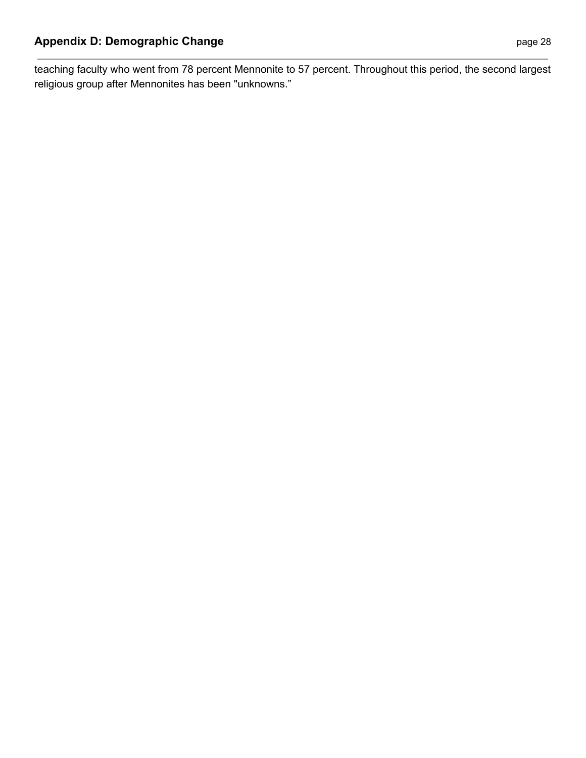teaching faculty who went from 78 percent Mennonite to 57 percent. Throughout this period, the second largest religious group after Mennonites has been "unknowns."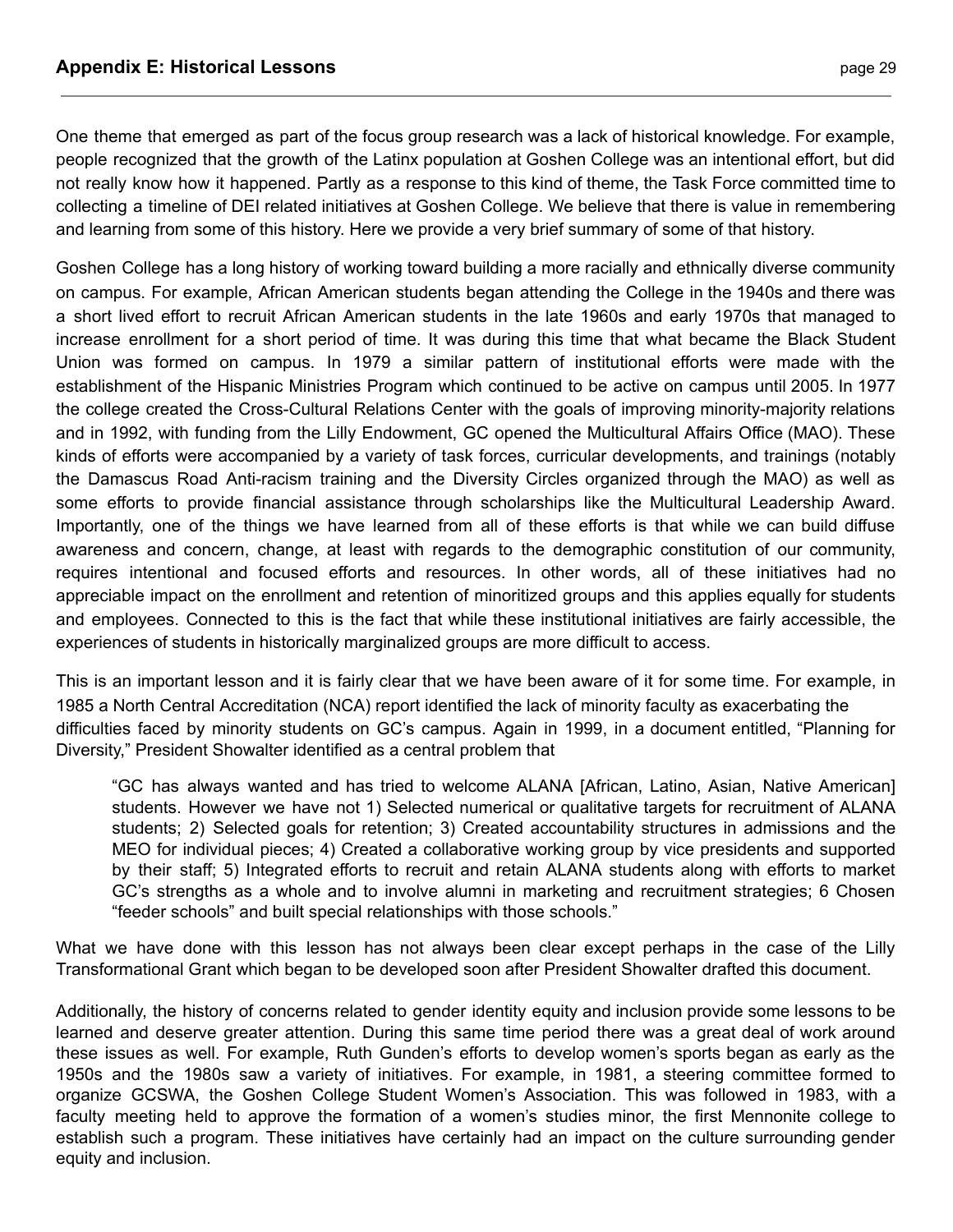## Appendix E: Historical Lessons

One theme that emerged as part of the focus group research was a lack of historical knowledge. For example, people recognized that the growth of the Latinx population at Goshen College was an intentional effort, but did not really know how it happened. Partly as a response to this kind of theme, the Task Force committed time to collecting a timeline of DEI related initiatives at Goshen College. We believe that there is value in remembering and learning from some of this history. Here we provide a very brief summary of some of that history.

Goshen College has a long history of working toward building a more racially and ethnically diverse community on campus. For example, African American students began attending the College in the 1940s and there was a short lived effort to recruit African American students in the late 1960s and early 1970s that managed to increase enrollment for a short period of time. It was during this time that what became the Black Student Union was formed on campus. In 1979 a similar pattern of institutional efforts were made with the establishment of the Hispanic Ministries Program which continued to be active on campus until 2005. In 1977 the college created the Cross-Cultural Relations Center with the goals of improving minority-majority relations and in 1992, with funding from the Lilly Endowment, GC opened the Multicultural Affairs Office (MAO). These kinds of efforts were accompanied by a variety of task forces, curricular developments, and trainings (notably the Damascus Road Anti-racism training and the Diversity Circles organized through the MAO) as well as some efforts to provide financial assistance through scholarships like the Multicultural Leadership Award. Importantly, one of the things we have learned from all of these efforts is that while we can build diffuse awareness and concern, change, at least with regards to the demographic constitution of our community, requires intentional and focused efforts and resources. In other words, all of these initiatives had no appreciable impact on the enrollment and retention of minoritized groups and this applies equally for students and employees. Connected to this is the fact that while these institutional initiatives are fairly accessible, the experiences of students in historically marginalized groups are more difficult to access.

This is an important lesson and it is fairly clear that we have been aware of it for some time. For example, in 1985 a North Central Accreditation (NCA) report identified the lack of minority faculty as exacerbating the difficulties faced by minority students on GC's campus. Again in 1999, in a document entitled, "Planning for Diversity," President Showalter identified as a central problem that

> "GC has always wanted and has tried to welcome ALANA [African, Latino, Asian, Native American] students. However we have not 1) Selected numerical or qualitative targets for recruitment of ALANA students; 2) Selected goals for retention; 3) Created accountability structures in admissions and the MEO for individual pieces; 4) Created a collaborative working group by vice presidents and supported by their staff; 5) Integrated efforts to recruit and retain ALANA students along with efforts to market GC's strengths as a whole and to involve alumni in marketing and recruitment strategies; 6 Chosen "feeder schools" and built special relationships with those schools."

What we have done with this lesson has not always been clear except perhaps in the case of the Lilly Transformational Grant which began to be developed soon after President Showalter drafted this document.

Additionally, the history of concerns related to gender identity equity and inclusion provide some lessons to be learned and deserve greater attention. During this same time period there was a great deal of work around these issues as well. For example, Ruth Gunden's efforts to develop women's sports began as early as the 1950s and the 1980s saw a variety of initiatives. For example, in 1981, a steering committee formed to organize GCSWA, the Goshen College Student Women's Association. This was followed in 1983, with a faculty meeting held to approve the formation of a women's studies minor, the first Mennonite college to establish such a program. These initiatives have certainly had an impact on the culture surrounding gender equity and inclusion.